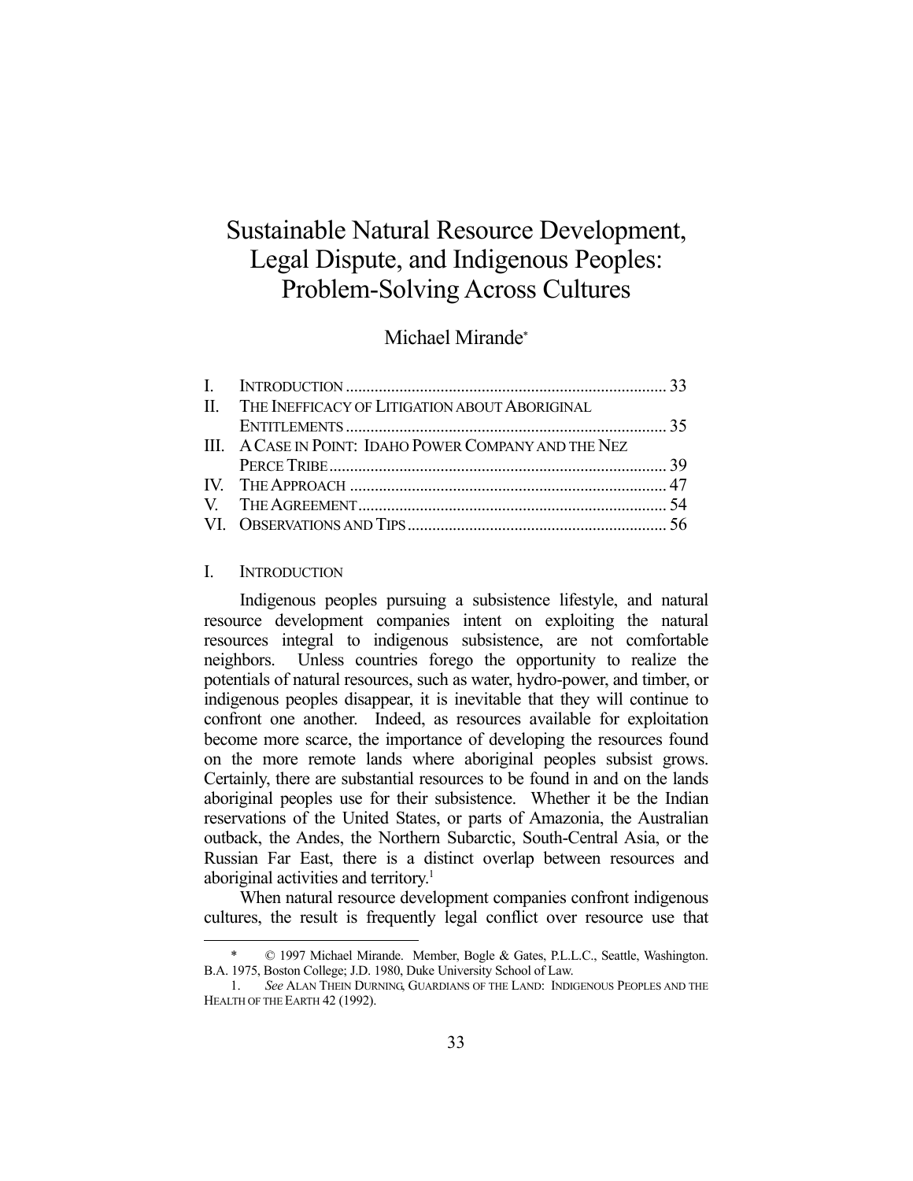# Sustainable Natural Resource Development, Legal Dispute, and Indigenous Peoples: Problem-Solving Across Cultures

Michael Mirande*

| | | |
|---|---|---|
| I. | INTRODUCTION | 33 |
| II. | THE INEFFICACY OF LITIGATION ABOUT ABORIGINAL ENTITLEMENTS | 35 |
| III. | A CASE IN POINT: IDAHO POWER COMPANY AND THE NEZ PERCE TRIBE | 39 |
| IV. | THE APPROACH | 47 |
| V. | THE AGREEMENT | 54 |
| VI. | OBSERVATIONS AND TIPS | 56 |

## I. INTRODUCTION

Indigenous peoples pursuing a subsistence lifestyle, and natural resource development companies intent on exploiting the natural resources integral to indigenous subsistence, are not comfortable neighbors. Unless countries forego the opportunity to realize the potentials of natural resources, such as water, hydro-power, and timber, or indigenous peoples disappear, it is inevitable that they will continue to confront one another. Indeed, as resources available for exploitation become more scarce, the importance of developing the resources found on the more remote lands where aboriginal peoples subsist grows. Certainly, there are substantial resources to be found in and on the lands aboriginal peoples use for their subsistence. Whether it be the Indian reservations of the United States, or parts of Amazonia, the Australian outback, the Andes, the Northern Subarctic, South-Central Asia, or the Russian Far East, there is a distinct overlap between resources and aboriginal activities and territory.[1]

When natural resource development companies confront indigenous cultures, the result is frequently legal conflict over resource use that

---

\* © 1997 Michael Mirande. Member, Bogle & Gates, P.L.L.C., Seattle, Washington. B.A. 1975, Boston College; J.D. 1980, Duke University School of Law.

1. *See* ALAN THEIN DURNING, GUARDIANS OF THE LAND: INDIGENOUS PEOPLES AND THE HEALTH OF THE EARTH 42 (1992).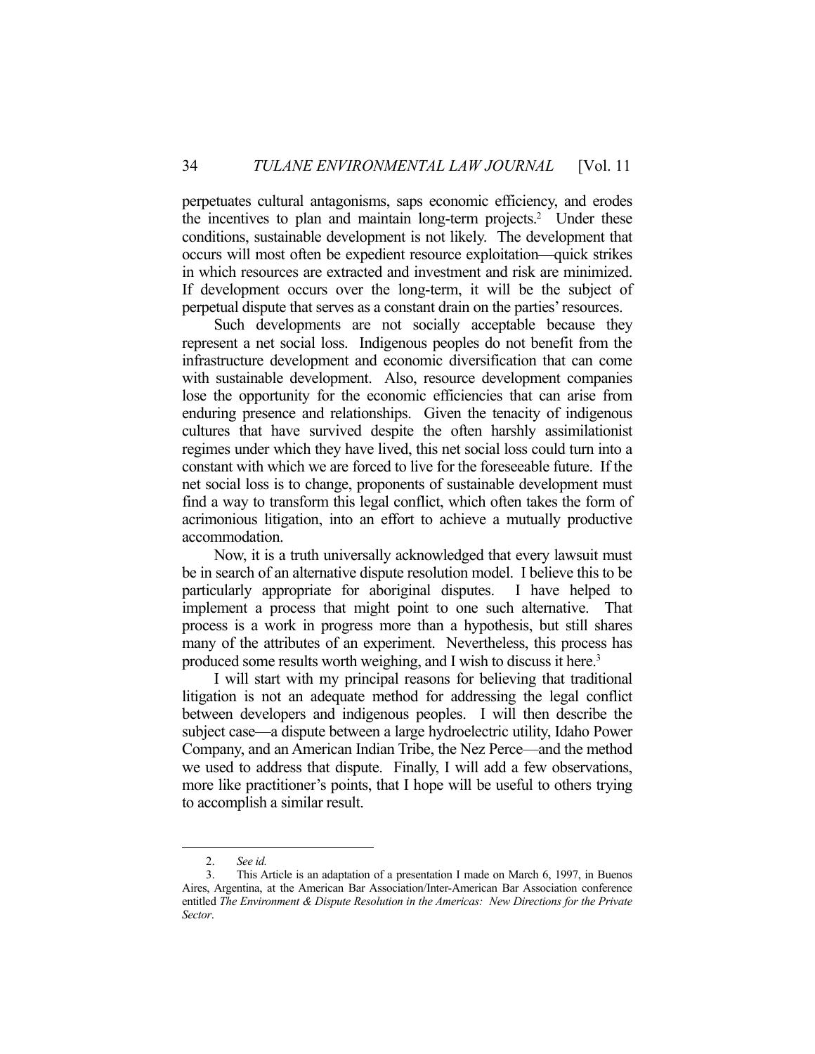perpetuates cultural antagonisms, saps economic efficiency, and erodes the incentives to plan and maintain long-term projects.[2] Under these conditions, sustainable development is not likely. The development that occurs will most often be expedient resource exploitation—quick strikes in which resources are extracted and investment and risk are minimized. If development occurs over the long-term, it will be the subject of perpetual dispute that serves as a constant drain on the parties' resources.

Such developments are not socially acceptable because they represent a net social loss. Indigenous peoples do not benefit from the infrastructure development and economic diversification that can come with sustainable development. Also, resource development companies lose the opportunity for the economic efficiencies that can arise from enduring presence and relationships. Given the tenacity of indigenous cultures that have survived despite the often harshly assimilationist regimes under which they have lived, this net social loss could turn into a constant with which we are forced to live for the foreseeable future. If the net social loss is to change, proponents of sustainable development must find a way to transform this legal conflict, which often takes the form of acrimonious litigation, into an effort to achieve a mutually productive accommodation.

Now, it is a truth universally acknowledged that every lawsuit must be in search of an alternative dispute resolution model. I believe this to be particularly appropriate for aboriginal disputes. I have helped to implement a process that might point to one such alternative. That process is a work in progress more than a hypothesis, but still shares many of the attributes of an experiment. Nevertheless, this process has produced some results worth weighing, and I wish to discuss it here.[3]

I will start with my principal reasons for believing that traditional litigation is not an adequate method for addressing the legal conflict between developers and indigenous peoples. I will then describe the subject case—a dispute between a large hydroelectric utility, Idaho Power Company, and an American Indian Tribe, the Nez Perce—and the method we used to address that dispute. Finally, I will add a few observations, more like practitioner's points, that I hope will be useful to others trying to accomplish a similar result.

---

2. *See id.*

3. This Article is an adaptation of a presentation I made on March 6, 1997, in Buenos Aires, Argentina, at the American Bar Association/Inter-American Bar Association conference entitled *The Environment & Dispute Resolution in the Americas: New Directions for the Private Sector*.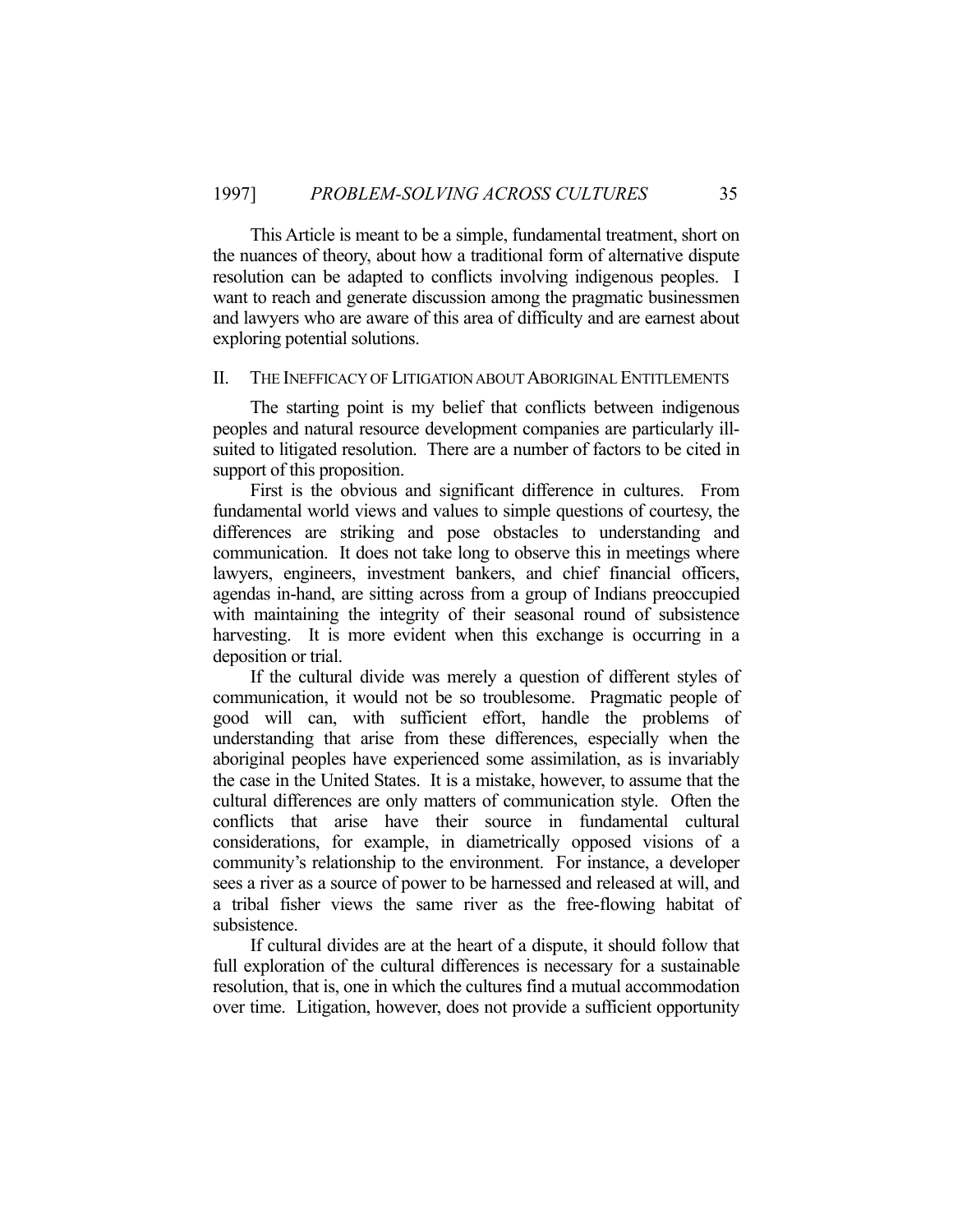This Article is meant to be a simple, fundamental treatment, short on the nuances of theory, about how a traditional form of alternative dispute resolution can be adapted to conflicts involving indigenous peoples. I want to reach and generate discussion among the pragmatic businessmen and lawyers who are aware of this area of difficulty and are earnest about exploring potential solutions.

## II. The Inefficacy of Litigation about Aboriginal Entitlements

The starting point is my belief that conflicts between indigenous peoples and natural resource development companies are particularly ill-suited to litigated resolution. There are a number of factors to be cited in support of this proposition.

First is the obvious and significant difference in cultures. From fundamental world views and values to simple questions of courtesy, the differences are striking and pose obstacles to understanding and communication. It does not take long to observe this in meetings where lawyers, engineers, investment bankers, and chief financial officers, agendas in-hand, are sitting across from a group of Indians preoccupied with maintaining the integrity of their seasonal round of subsistence harvesting. It is more evident when this exchange is occurring in a deposition or trial.

If the cultural divide was merely a question of different styles of communication, it would not be so troublesome. Pragmatic people of good will can, with sufficient effort, handle the problems of understanding that arise from these differences, especially when the aboriginal peoples have experienced some assimilation, as is invariably the case in the United States. It is a mistake, however, to assume that the cultural differences are only matters of communication style. Often the conflicts that arise have their source in fundamental cultural considerations, for example, in diametrically opposed visions of a community's relationship to the environment. For instance, a developer sees a river as a source of power to be harnessed and released at will, and a tribal fisher views the same river as the free-flowing habitat of subsistence.

If cultural divides are at the heart of a dispute, it should follow that full exploration of the cultural differences is necessary for a sustainable resolution, that is, one in which the cultures find a mutual accommodation over time. Litigation, however, does not provide a sufficient opportunity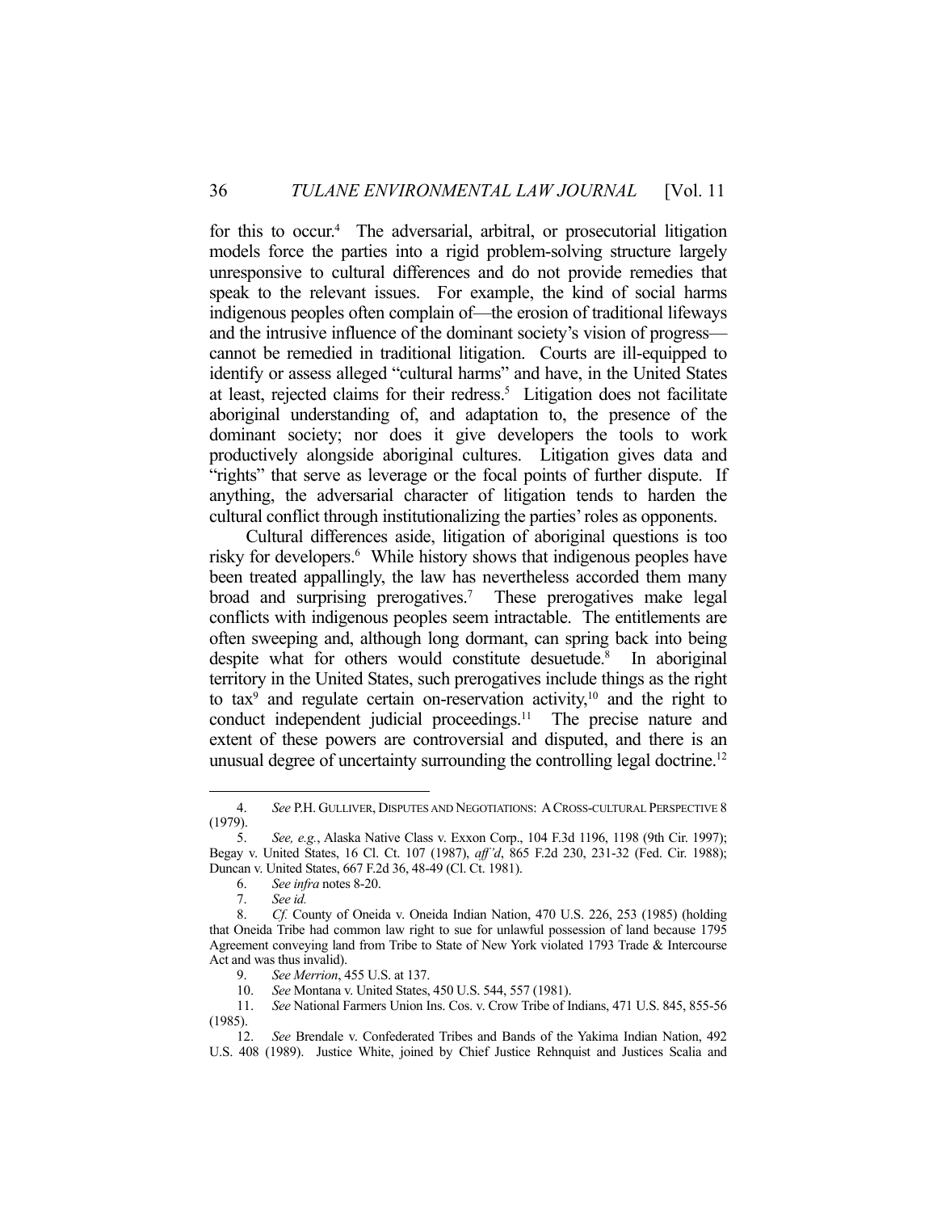for this to occur.[4] The adversarial, arbitral, or prosecutorial litigation models force the parties into a rigid problem-solving structure largely unresponsive to cultural differences and do not provide remedies that speak to the relevant issues. For example, the kind of social harms indigenous peoples often complain of—the erosion of traditional lifeways and the intrusive influence of the dominant society's vision of progress—cannot be remedied in traditional litigation. Courts are ill-equipped to identify or assess alleged "cultural harms" and have, in the United States at least, rejected claims for their redress.[5] Litigation does not facilitate aboriginal understanding of, and adaptation to, the presence of the dominant society; nor does it give developers the tools to work productively alongside aboriginal cultures. Litigation gives data and "rights" that serve as leverage or the focal points of further dispute. If anything, the adversarial character of litigation tends to harden the cultural conflict through institutionalizing the parties' roles as opponents.

Cultural differences aside, litigation of aboriginal questions is too risky for developers.[6] While history shows that indigenous peoples have been treated appallingly, the law has nevertheless accorded them many broad and surprising prerogatives.[7] These prerogatives make legal conflicts with indigenous peoples seem intractable. The entitlements are often sweeping and, although long dormant, can spring back into being despite what for others would constitute desuetude.[8] In aboriginal territory in the United States, such prerogatives include things as the right to tax[9] and regulate certain on-reservation activity,[10] and the right to conduct independent judicial proceedings.[11] The precise nature and extent of these powers are controversial and disputed, and there is an unusual degree of uncertainty surrounding the controlling legal doctrine.[12]

---

4. *See* P.H. GULLIVER, DISPUTES AND NEGOTIATIONS: A CROSS-CULTURAL PERSPECTIVE 8 (1979).

5. *See, e.g.*, Alaska Native Class v. Exxon Corp., 104 F.3d 1196, 1198 (9th Cir. 1997); Begay v. United States, 16 Cl. Ct. 107 (1987), *aff'd*, 865 F.2d 230, 231-32 (Fed. Cir. 1988); Duncan v. United States, 667 F.2d 36, 48-49 (Cl. Ct. 1981).

6. *See infra* notes 8-20.

7. *See id.*

8. *Cf.* County of Oneida v. Oneida Indian Nation, 470 U.S. 226, 253 (1985) (holding that Oneida Tribe had common law right to sue for unlawful possession of land because 1795 Agreement conveying land from Tribe to State of New York violated 1793 Trade & Intercourse Act and was thus invalid).

9. *See Merrion*, 455 U.S. at 137.

10. *See* Montana v. United States, 450 U.S. 544, 557 (1981).

11. *See* National Farmers Union Ins. Cos. v. Crow Tribe of Indians, 471 U.S. 845, 855-56 (1985).

12. *See* Brendale v. Confederated Tribes and Bands of the Yakima Indian Nation, 492 U.S. 408 (1989). Justice White, joined by Chief Justice Rehnquist and Justices Scalia and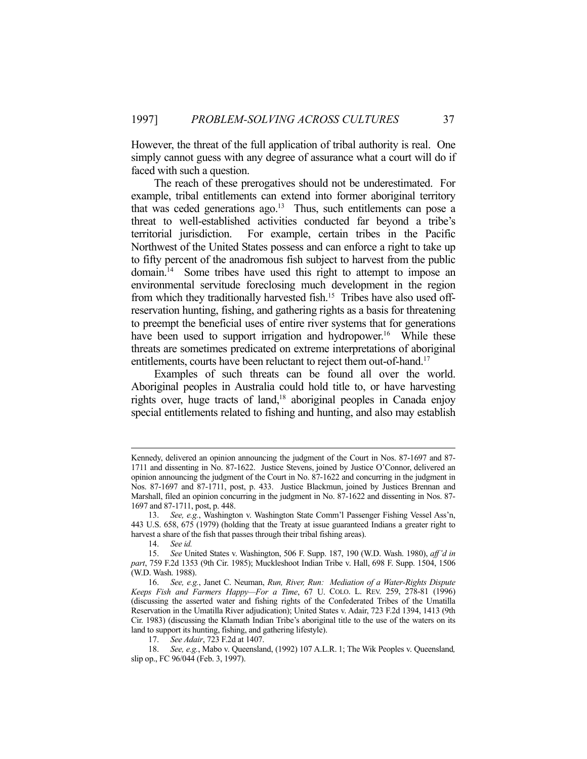However, the threat of the full application of tribal authority is real. One simply cannot guess with any degree of assurance what a court will do if faced with such a question.

The reach of these prerogatives should not be underestimated. For example, tribal entitlements can extend into former aboriginal territory that was ceded generations ago.[13] Thus, such entitlements can pose a threat to well-established activities conducted far beyond a tribe's territorial jurisdiction. For example, certain tribes in the Pacific Northwest of the United States possess and can enforce a right to take up to fifty percent of the anadromous fish subject to harvest from the public domain.[14] Some tribes have used this right to attempt to impose an environmental servitude foreclosing much development in the region from which they traditionally harvested fish.[15] Tribes have also used off-reservation hunting, fishing, and gathering rights as a basis for threatening to preempt the beneficial uses of entire river systems that for generations have been used to support irrigation and hydropower.[16] While these threats are sometimes predicated on extreme interpretations of aboriginal entitlements, courts have been reluctant to reject them out-of-hand.[17]

Examples of such threats can be found all over the world. Aboriginal peoples in Australia could hold title to, or have harvesting rights over, huge tracts of land,[18] aboriginal peoples in Canada enjoy special entitlements related to fishing and hunting, and also may establish

---

Kennedy, delivered an opinion announcing the judgment of the Court in Nos. 87-1697 and 87-1711 and dissenting in No. 87-1622. Justice Stevens, joined by Justice O'Connor, delivered an opinion announcing the judgment of the Court in No. 87-1622 and concurring in the judgment in Nos. 87-1697 and 87-1711, post, p. 433. Justice Blackmun, joined by Justices Brennan and Marshall, filed an opinion concurring in the judgment in No. 87-1622 and dissenting in Nos. 87-1697 and 87-1711, post, p. 448.

13. *See, e.g.*, Washington v. Washington State Comm'l Passenger Fishing Vessel Ass'n, 443 U.S. 658, 675 (1979) (holding that the Treaty at issue guaranteed Indians a greater right to harvest a share of the fish that passes through their tribal fishing areas).

14. *See id.*

15. *See* United States v. Washington, 506 F. Supp. 187, 190 (W.D. Wash. 1980), *aff'd in part*, 759 F.2d 1353 (9th Cir. 1985); Muckleshoot Indian Tribe v. Hall, 698 F. Supp. 1504, 1506 (W.D. Wash. 1988).

16. *See, e.g.*, Janet C. Neuman, *Run, River, Run: Mediation of a Water-Rights Dispute Keeps Fish and Farmers Happy—For a Time*, 67 U. COLO. L. REV. 259, 278-81 (1996) (discussing the asserted water and fishing rights of the Confederated Tribes of the Umatilla Reservation in the Umatilla River adjudication); United States v. Adair, 723 F.2d 1394, 1413 (9th Cir. 1983) (discussing the Klamath Indian Tribe's aboriginal title to the use of the waters on its land to support its hunting, fishing, and gathering lifestyle).

17. *See Adair*, 723 F.2d at 1407.

18. *See, e.g.*, Mabo v. Queensland, (1992) 107 A.L.R. 1; The Wik Peoples v. Queensland*,* slip op., FC 96/044 (Feb. 3, 1997).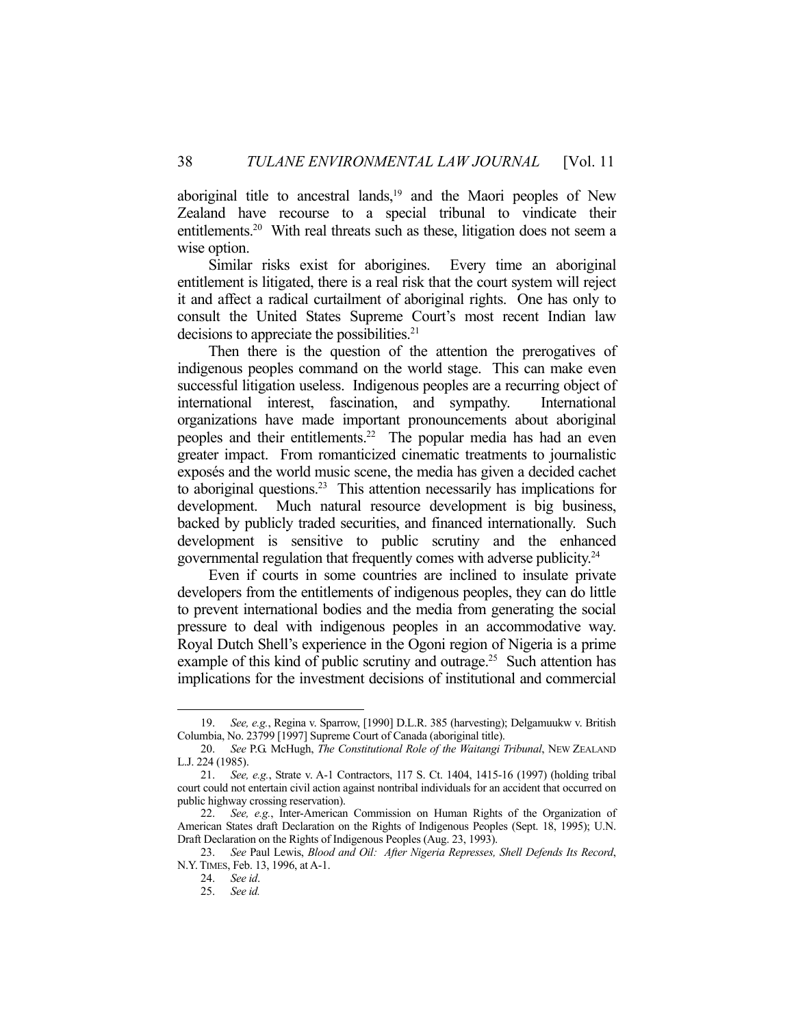aboriginal title to ancestral lands,[19] and the Maori peoples of New Zealand have recourse to a special tribunal to vindicate their entitlements.[20] With real threats such as these, litigation does not seem a wise option.

Similar risks exist for aborigines. Every time an aboriginal entitlement is litigated, there is a real risk that the court system will reject it and affect a radical curtailment of aboriginal rights. One has only to consult the United States Supreme Court's most recent Indian law decisions to appreciate the possibilities.[21]

Then there is the question of the attention the prerogatives of indigenous peoples command on the world stage. This can make even successful litigation useless. Indigenous peoples are a recurring object of international interest, fascination, and sympathy. International organizations have made important pronouncements about aboriginal peoples and their entitlements.[22] The popular media has had an even greater impact. From romanticized cinematic treatments to journalistic exposés and the world music scene, the media has given a decided cachet to aboriginal questions.[23] This attention necessarily has implications for development. Much natural resource development is big business, backed by publicly traded securities, and financed internationally. Such development is sensitive to public scrutiny and the enhanced governmental regulation that frequently comes with adverse publicity.[24]

Even if courts in some countries are inclined to insulate private developers from the entitlements of indigenous peoples, they can do little to prevent international bodies and the media from generating the social pressure to deal with indigenous peoples in an accommodative way. Royal Dutch Shell's experience in the Ogoni region of Nigeria is a prime example of this kind of public scrutiny and outrage.[25] Such attention has implications for the investment decisions of institutional and commercial

---

19. *See, e.g.*, Regina v. Sparrow, [1990] D.L.R. 385 (harvesting); Delgamuukw v. British Columbia, No. 23799 [1997] Supreme Court of Canada (aboriginal title).

20. *See* P.G. McHugh, *The Constitutional Role of the Waitangi Tribunal*, NEW ZEALAND L.J. 224 (1985).

21. *See, e.g.*, Strate v. A-1 Contractors, 117 S. Ct. 1404, 1415-16 (1997) (holding tribal court could not entertain civil action against nontribal individuals for an accident that occurred on public highway crossing reservation).

22. *See, e.g.*, Inter-American Commission on Human Rights of the Organization of American States draft Declaration on the Rights of Indigenous Peoples (Sept. 18, 1995); U.N. Draft Declaration on the Rights of Indigenous Peoples (Aug. 23, 1993).

23. *See* Paul Lewis, *Blood and Oil: After Nigeria Represses, Shell Defends Its Record*, N.Y. TIMES, Feb. 13, 1996, at A-1.

24. *See id*.

25. *See id.*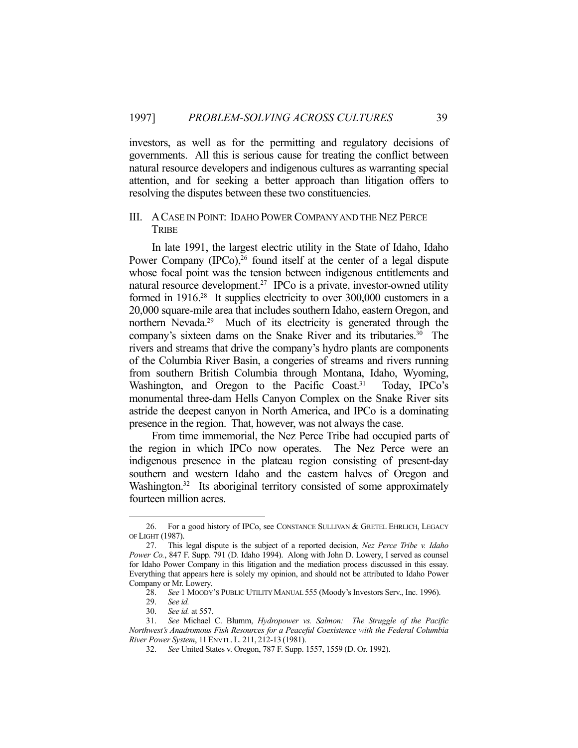investors, as well as for the permitting and regulatory decisions of governments. All this is serious cause for treating the conflict between natural resource developers and indigenous cultures as warranting special attention, and for seeking a better approach than litigation offers to resolving the disputes between these two constituencies.

## III. A CASE IN POINT: IDAHO POWER COMPANY AND THE NEZ PERCE TRIBE

In late 1991, the largest electric utility in the State of Idaho, Idaho Power Company (IPCo),[26] found itself at the center of a legal dispute whose focal point was the tension between indigenous entitlements and natural resource development.[27] IPCo is a private, investor-owned utility formed in 1916.[28] It supplies electricity to over 300,000 customers in a 20,000 square-mile area that includes southern Idaho, eastern Oregon, and northern Nevada.[29] Much of its electricity is generated through the company's sixteen dams on the Snake River and its tributaries.[30] The rivers and streams that drive the company's hydro plants are components of the Columbia River Basin, a congeries of streams and rivers running from southern British Columbia through Montana, Idaho, Wyoming, Washington, and Oregon to the Pacific Coast.[31] Today, IPCo's monumental three-dam Hells Canyon Complex on the Snake River sits astride the deepest canyon in North America, and IPCo is a dominating presence in the region. That, however, was not always the case.

From time immemorial, the Nez Perce Tribe had occupied parts of the region in which IPCo now operates. The Nez Perce were an indigenous presence in the plateau region consisting of present-day southern and western Idaho and the eastern halves of Oregon and Washington.[32] Its aboriginal territory consisted of some approximately fourteen million acres.

---

26. For a good history of IPCo, see CONSTANCE SULLIVAN & GRETEL EHRLICH, LEGACY OF LIGHT (1987).

27. This legal dispute is the subject of a reported decision, *Nez Perce Tribe v. Idaho Power Co.*, 847 F. Supp. 791 (D. Idaho 1994). Along with John D. Lowery, I served as counsel for Idaho Power Company in this litigation and the mediation process discussed in this essay. Everything that appears here is solely my opinion, and should not be attributed to Idaho Power Company or Mr. Lowery.

28. *See* 1 MOODY'S PUBLIC UTILITY MANUAL 555 (Moody's Investors Serv., Inc. 1996).

29. *See id.*

30. *See id.* at 557.

31. *See* Michael C. Blumm, *Hydropower vs. Salmon: The Struggle of the Pacific Northwest's Anadromous Fish Resources for a Peaceful Coexistence with the Federal Columbia River Power System*, 11 ENVTL. L. 211, 212-13 (1981).

32. *See* United States v. Oregon, 787 F. Supp. 1557, 1559 (D. Or. 1992).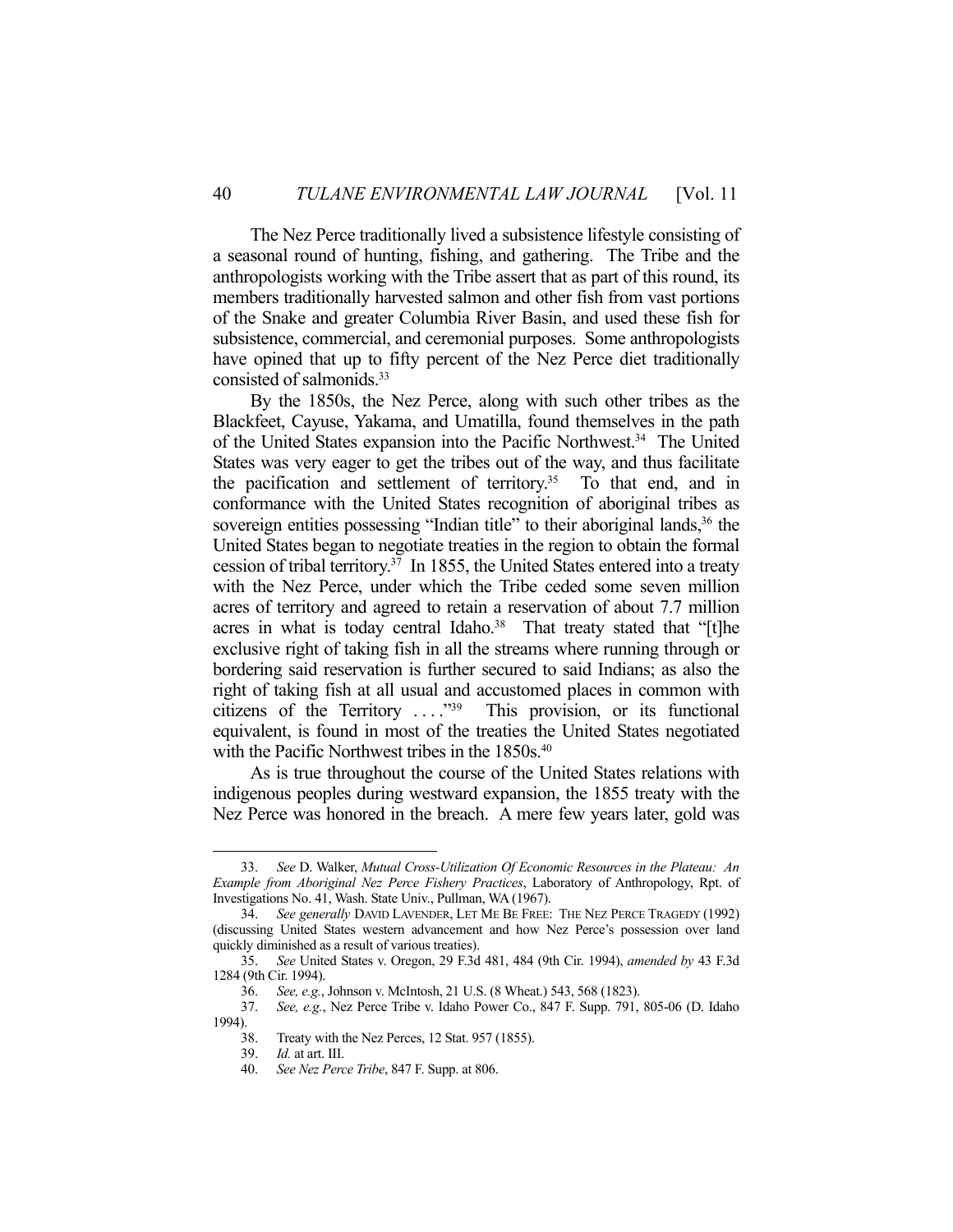The Nez Perce traditionally lived a subsistence lifestyle consisting of a seasonal round of hunting, fishing, and gathering. The Tribe and the anthropologists working with the Tribe assert that as part of this round, its members traditionally harvested salmon and other fish from vast portions of the Snake and greater Columbia River Basin, and used these fish for subsistence, commercial, and ceremonial purposes. Some anthropologists have opined that up to fifty percent of the Nez Perce diet traditionally consisted of salmonids.[33]

By the 1850s, the Nez Perce, along with such other tribes as the Blackfeet, Cayuse, Yakama, and Umatilla, found themselves in the path of the United States expansion into the Pacific Northwest.[34] The United States was very eager to get the tribes out of the way, and thus facilitate the pacification and settlement of territory.[35] To that end, and in conformance with the United States recognition of aboriginal tribes as sovereign entities possessing "Indian title" to their aboriginal lands,[36] the United States began to negotiate treaties in the region to obtain the formal cession of tribal territory.[37] In 1855, the United States entered into a treaty with the Nez Perce, under which the Tribe ceded some seven million acres of territory and agreed to retain a reservation of about 7.7 million acres in what is today central Idaho.[38] That treaty stated that "[t]he exclusive right of taking fish in all the streams where running through or bordering said reservation is further secured to said Indians; as also the right of taking fish at all usual and accustomed places in common with citizens of the Territory . . . ."[39] This provision, or its functional equivalent, is found in most of the treaties the United States negotiated with the Pacific Northwest tribes in the 1850s.[40]

As is true throughout the course of the United States relations with indigenous peoples during westward expansion, the 1855 treaty with the Nez Perce was honored in the breach. A mere few years later, gold was

---

33. *See* D. Walker, *Mutual Cross-Utilization Of Economic Resources in the Plateau: An Example from Aboriginal Nez Perce Fishery Practices*, Laboratory of Anthropology, Rpt. of Investigations No. 41, Wash. State Univ., Pullman, WA (1967).

34. *See generally* DAVID LAVENDER, LET ME BE FREE: THE NEZ PERCE TRAGEDY (1992) (discussing United States western advancement and how Nez Perce's possession over land quickly diminished as a result of various treaties).

35. *See* United States v. Oregon, 29 F.3d 481, 484 (9th Cir. 1994), *amended by* 43 F.3d 1284 (9th Cir. 1994).

36. *See, e.g.*, Johnson v. McIntosh, 21 U.S. (8 Wheat.) 543, 568 (1823).

37. *See, e.g.*, Nez Perce Tribe v. Idaho Power Co., 847 F. Supp. 791, 805-06 (D. Idaho 1994).

38. Treaty with the Nez Perces, 12 Stat. 957 (1855).

39. *Id.* at art. III.

40. *See Nez Perce Tribe*, 847 F. Supp. at 806.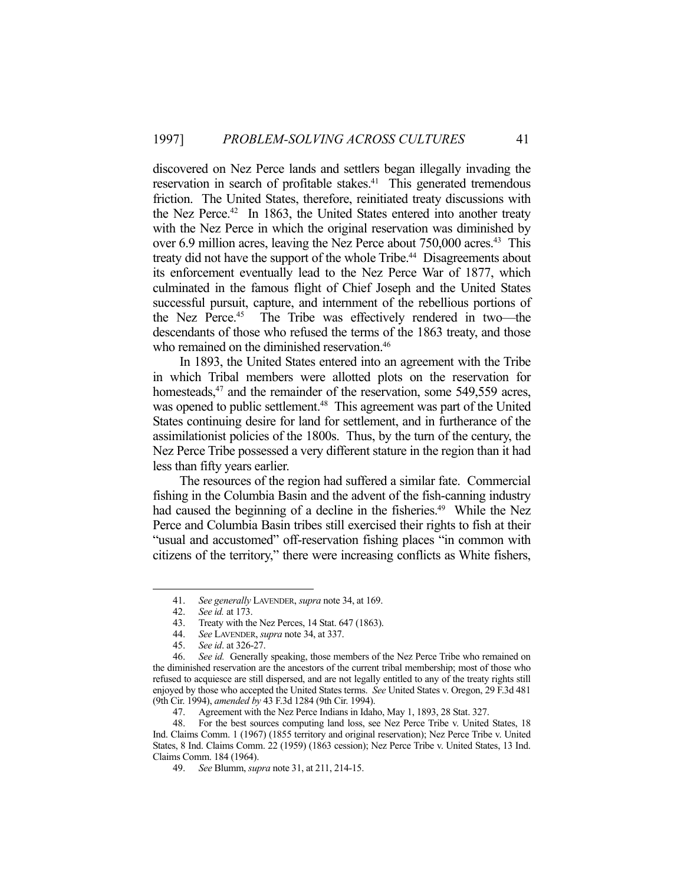discovered on Nez Perce lands and settlers began illegally invading the reservation in search of profitable stakes.[41] This generated tremendous friction. The United States, therefore, reinitiated treaty discussions with the Nez Perce.[42] In 1863, the United States entered into another treaty with the Nez Perce in which the original reservation was diminished by over 6.9 million acres, leaving the Nez Perce about 750,000 acres.[43] This treaty did not have the support of the whole Tribe.[44] Disagreements about its enforcement eventually lead to the Nez Perce War of 1877, which culminated in the famous flight of Chief Joseph and the United States successful pursuit, capture, and internment of the rebellious portions of the Nez Perce.[45] The Tribe was effectively rendered in two—the descendants of those who refused the terms of the 1863 treaty, and those who remained on the diminished reservation.[46]

In 1893, the United States entered into an agreement with the Tribe in which Tribal members were allotted plots on the reservation for homesteads,[47] and the remainder of the reservation, some 549,559 acres, was opened to public settlement.[48] This agreement was part of the United States continuing desire for land for settlement, and in furtherance of the assimilationist policies of the 1800s. Thus, by the turn of the century, the Nez Perce Tribe possessed a very different stature in the region than it had less than fifty years earlier.

The resources of the region had suffered a similar fate. Commercial fishing in the Columbia Basin and the advent of the fish-canning industry had caused the beginning of a decline in the fisheries.[49] While the Nez Perce and Columbia Basin tribes still exercised their rights to fish at their "usual and accustomed" off-reservation fishing places "in common with citizens of the territory," there were increasing conflicts as White fishers,

---

41. *See generally* LAVENDER, *supra* note 34, at 169.

42. *See id.* at 173.

43. Treaty with the Nez Perces, 14 Stat. 647 (1863).

44. *See* LAVENDER, *supra* note 34, at 337.

45. *See id*. at 326-27.

46. *See id.* Generally speaking, those members of the Nez Perce Tribe who remained on the diminished reservation are the ancestors of the current tribal membership; most of those who refused to acquiesce are still dispersed, and are not legally entitled to any of the treaty rights still enjoyed by those who accepted the United States terms. *See* United States v. Oregon, 29 F.3d 481 (9th Cir. 1994), *amended by* 43 F.3d 1284 (9th Cir. 1994).

47. Agreement with the Nez Perce Indians in Idaho, May 1, 1893, 28 Stat. 327.

48. For the best sources computing land loss, see Nez Perce Tribe v. United States, 18 Ind. Claims Comm. 1 (1967) (1855 territory and original reservation); Nez Perce Tribe v. United States, 8 Ind. Claims Comm. 22 (1959) (1863 cession); Nez Perce Tribe v. United States, 13 Ind. Claims Comm. 184 (1964).

49. *See* Blumm, *supra* note 31, at 211, 214-15.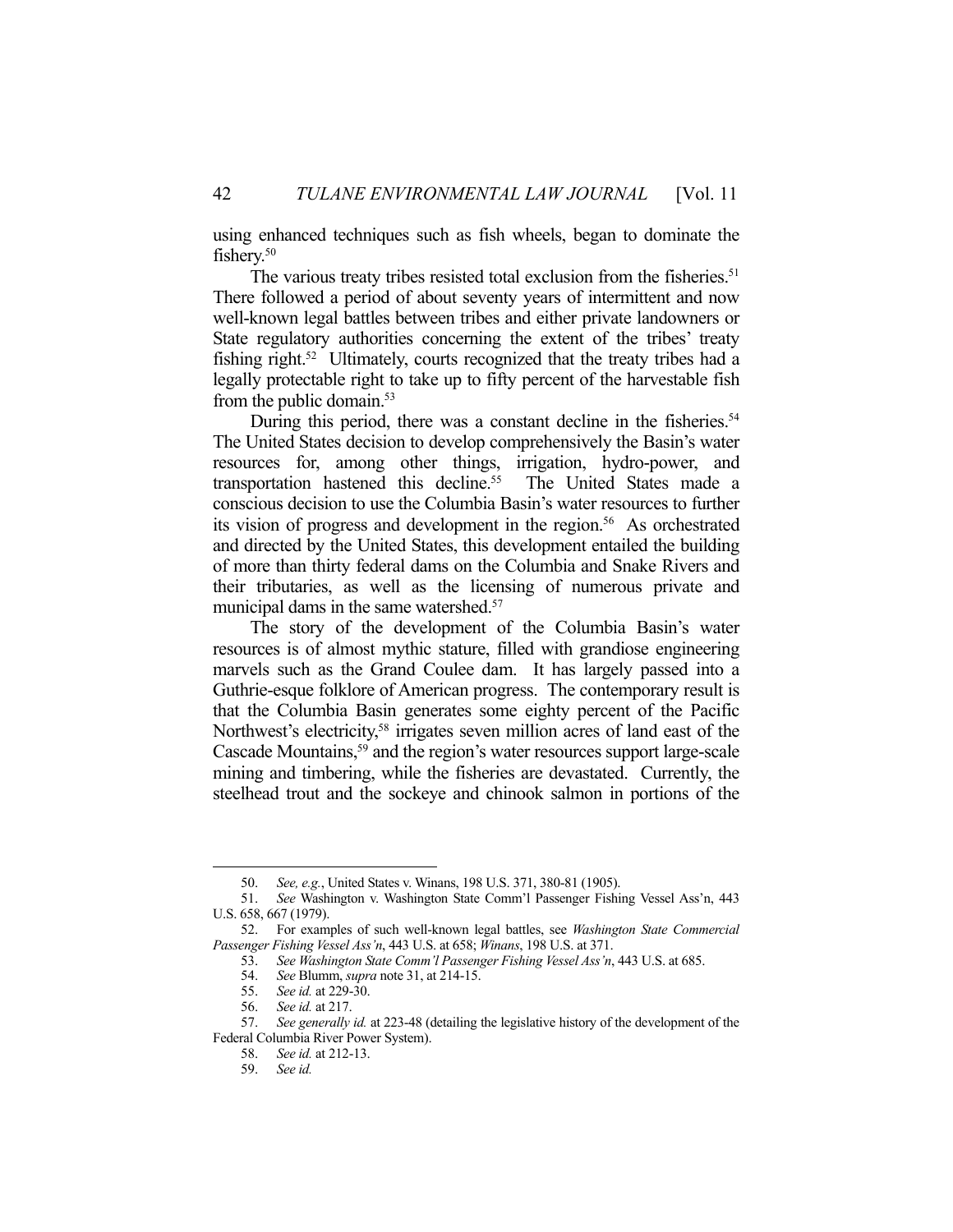using enhanced techniques such as fish wheels, began to dominate the fishery.[50]

The various treaty tribes resisted total exclusion from the fisheries.[51] There followed a period of about seventy years of intermittent and now well-known legal battles between tribes and either private landowners or State regulatory authorities concerning the extent of the tribes' treaty fishing right.[52] Ultimately, courts recognized that the treaty tribes had a legally protectable right to take up to fifty percent of the harvestable fish from the public domain.[53]

During this period, there was a constant decline in the fisheries.[54] The United States decision to develop comprehensively the Basin's water resources for, among other things, irrigation, hydro-power, and transportation hastened this decline.[55] The United States made a conscious decision to use the Columbia Basin's water resources to further its vision of progress and development in the region.[56] As orchestrated and directed by the United States, this development entailed the building of more than thirty federal dams on the Columbia and Snake Rivers and their tributaries, as well as the licensing of numerous private and municipal dams in the same watershed.[57]

The story of the development of the Columbia Basin's water resources is of almost mythic stature, filled with grandiose engineering marvels such as the Grand Coulee dam. It has largely passed into a Guthrie-esque folklore of American progress. The contemporary result is that the Columbia Basin generates some eighty percent of the Pacific Northwest's electricity,[58] irrigates seven million acres of land east of the Cascade Mountains,[59] and the region's water resources support large-scale mining and timbering, while the fisheries are devastated. Currently, the steelhead trout and the sockeye and chinook salmon in portions of the

---

50. *See, e.g.*, United States v. Winans, 198 U.S. 371, 380-81 (1905).

51. *See* Washington v. Washington State Comm'l Passenger Fishing Vessel Ass'n, 443 U.S. 658, 667 (1979).

52. For examples of such well-known legal battles, see *Washington State Commercial Passenger Fishing Vessel Ass'n*, 443 U.S. at 658; *Winans*, 198 U.S. at 371.

53. *See Washington State Comm'l Passenger Fishing Vessel Ass'n*, 443 U.S. at 685.

54. *See* Blumm, *supra* note 31, at 214-15.

55. *See id.* at 229-30.

56. *See id.* at 217.

57. *See generally id.* at 223-48 (detailing the legislative history of the development of the Federal Columbia River Power System).

58. *See id.* at 212-13.

59. *See id.*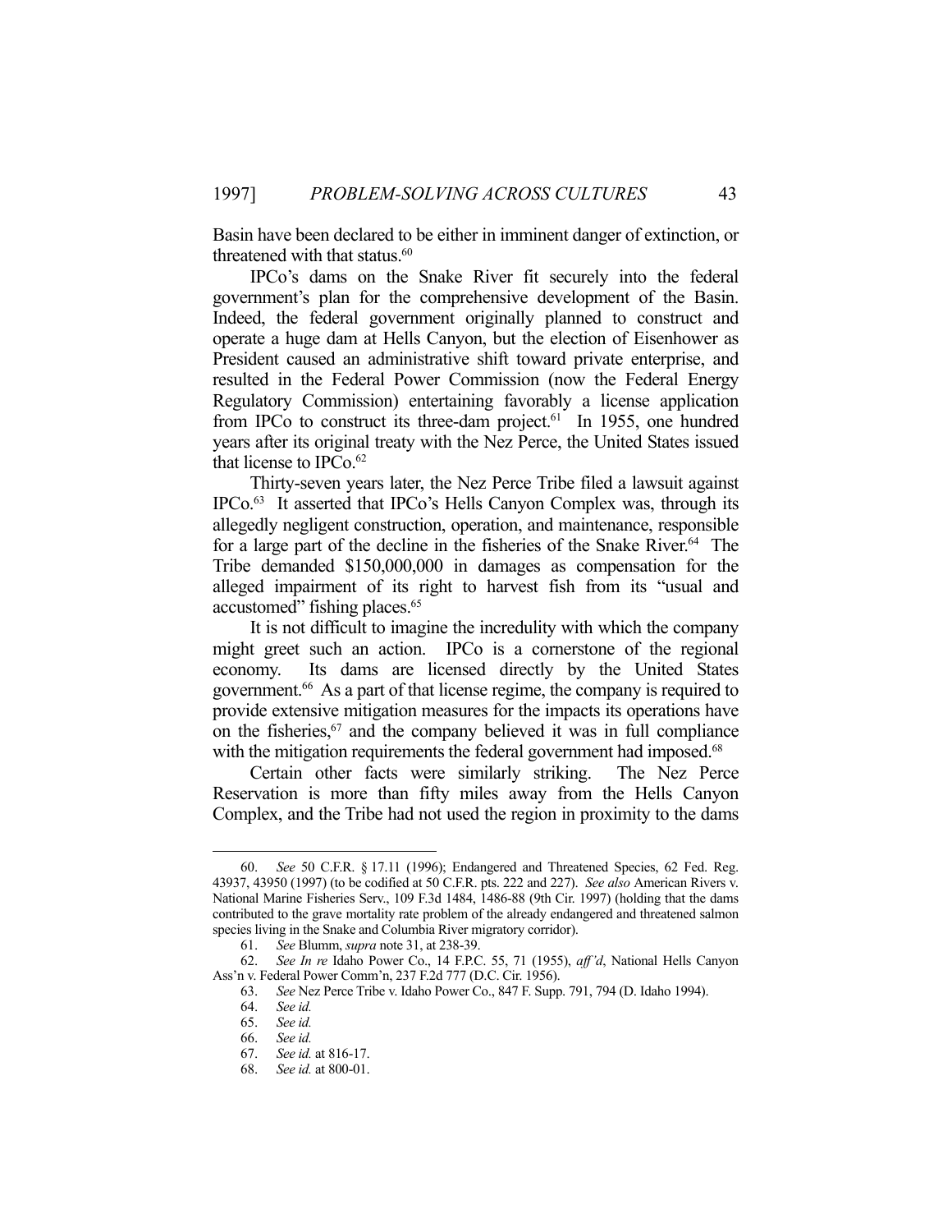Basin have been declared to be either in imminent danger of extinction, or threatened with that status.[60]

IPCo's dams on the Snake River fit securely into the federal government's plan for the comprehensive development of the Basin. Indeed, the federal government originally planned to construct and operate a huge dam at Hells Canyon, but the election of Eisenhower as President caused an administrative shift toward private enterprise, and resulted in the Federal Power Commission (now the Federal Energy Regulatory Commission) entertaining favorably a license application from IPCo to construct its three-dam project.[61] In 1955, one hundred years after its original treaty with the Nez Perce, the United States issued that license to IPCo.[62]

Thirty-seven years later, the Nez Perce Tribe filed a lawsuit against IPCo.[63] It asserted that IPCo's Hells Canyon Complex was, through its allegedly negligent construction, operation, and maintenance, responsible for a large part of the decline in the fisheries of the Snake River.[64] The Tribe demanded $150,000,000 in damages as compensation for the alleged impairment of its right to harvest fish from its "usual and accustomed" fishing places.[65]

It is not difficult to imagine the incredulity with which the company might greet such an action. IPCo is a cornerstone of the regional economy. Its dams are licensed directly by the United States government.[66] As a part of that license regime, the company is required to provide extensive mitigation measures for the impacts its operations have on the fisheries,[67] and the company believed it was in full compliance with the mitigation requirements the federal government had imposed.[68]

Certain other facts were similarly striking. The Nez Perce Reservation is more than fifty miles away from the Hells Canyon Complex, and the Tribe had not used the region in proximity to the dams

---

60. *See* 50 C.F.R. § 17.11 (1996); Endangered and Threatened Species, 62 Fed. Reg. 43937, 43950 (1997) (to be codified at 50 C.F.R. pts. 222 and 227). *See also* American Rivers v. National Marine Fisheries Serv., 109 F.3d 1484, 1486-88 (9th Cir. 1997) (holding that the dams contributed to the grave mortality rate problem of the already endangered and threatened salmon species living in the Snake and Columbia River migratory corridor).

61. *See* Blumm, *supra* note 31, at 238-39.

62. *See In re* Idaho Power Co., 14 F.P.C. 55, 71 (1955), *aff'd*, National Hells Canyon Ass'n v. Federal Power Comm'n, 237 F.2d 777 (D.C. Cir. 1956).

63. *See* Nez Perce Tribe v. Idaho Power Co., 847 F. Supp. 791, 794 (D. Idaho 1994).

64. *See id.*

65. *See id.*

66. *See id.*

67. *See id.* at 816-17.

68. *See id.* at 800-01.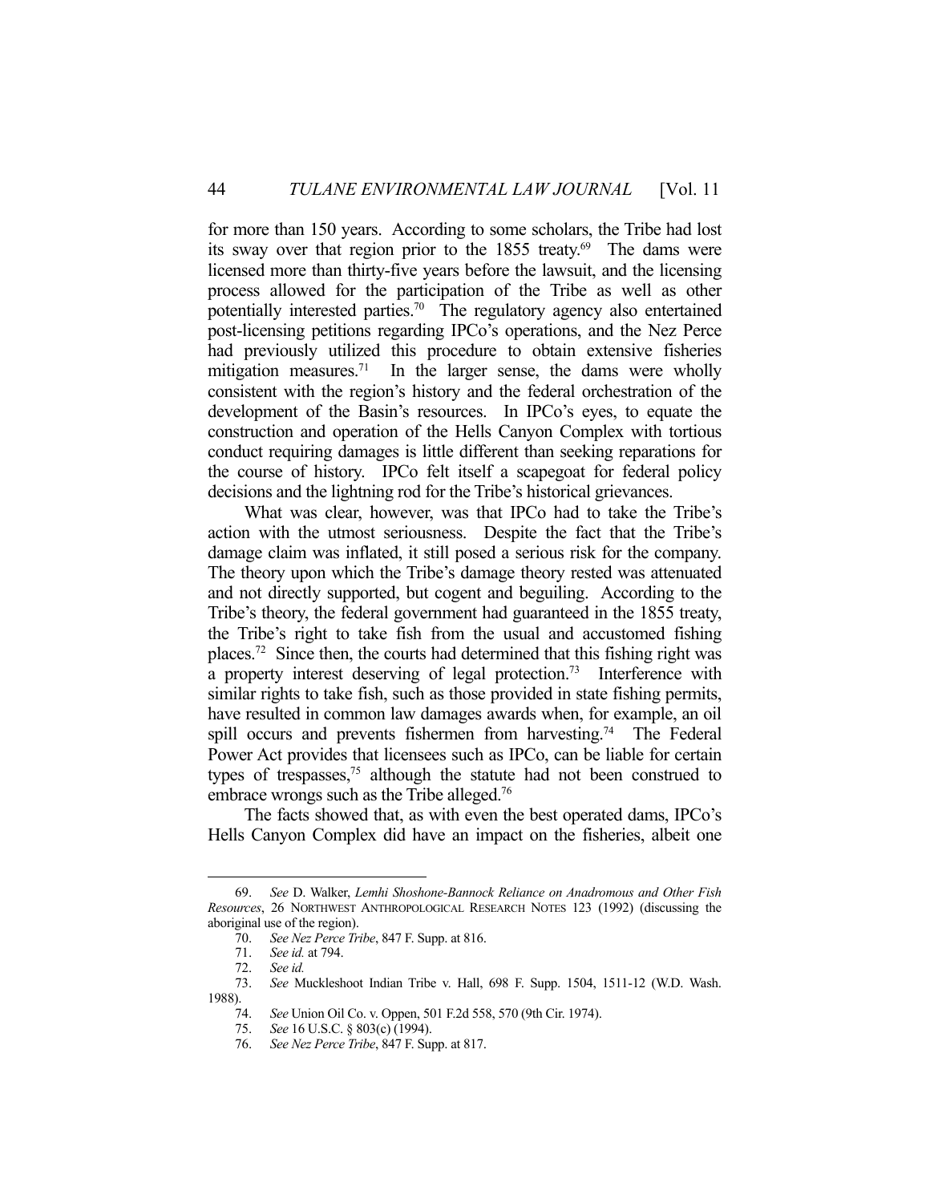for more than 150 years. According to some scholars, the Tribe had lost its sway over that region prior to the 1855 treaty.[69] The dams were licensed more than thirty-five years before the lawsuit, and the licensing process allowed for the participation of the Tribe as well as other potentially interested parties.[70] The regulatory agency also entertained post-licensing petitions regarding IPCo's operations, and the Nez Perce had previously utilized this procedure to obtain extensive fisheries mitigation measures.[71] In the larger sense, the dams were wholly consistent with the region's history and the federal orchestration of the development of the Basin's resources. In IPCo's eyes, to equate the construction and operation of the Hells Canyon Complex with tortious conduct requiring damages is little different than seeking reparations for the course of history. IPCo felt itself a scapegoat for federal policy decisions and the lightning rod for the Tribe's historical grievances.

What was clear, however, was that IPCo had to take the Tribe's action with the utmost seriousness. Despite the fact that the Tribe's damage claim was inflated, it still posed a serious risk for the company. The theory upon which the Tribe's damage theory rested was attenuated and not directly supported, but cogent and beguiling. According to the Tribe's theory, the federal government had guaranteed in the 1855 treaty, the Tribe's right to take fish from the usual and accustomed fishing places.[72] Since then, the courts had determined that this fishing right was a property interest deserving of legal protection.[73] Interference with similar rights to take fish, such as those provided in state fishing permits, have resulted in common law damages awards when, for example, an oil spill occurs and prevents fishermen from harvesting.[74] The Federal Power Act provides that licensees such as IPCo, can be liable for certain types of trespasses,[75] although the statute had not been construed to embrace wrongs such as the Tribe alleged.[76]

The facts showed that, as with even the best operated dams, IPCo's Hells Canyon Complex did have an impact on the fisheries, albeit one

---

69. *See* D. Walker, *Lemhi Shoshone-Bannock Reliance on Anadromous and Other Fish Resources*, 26 NORTHWEST ANTHROPOLOGICAL RESEARCH NOTES 123 (1992) (discussing the aboriginal use of the region).

70. *See Nez Perce Tribe*, 847 F. Supp. at 816.

71. *See id.* at 794.

72. *See id.*

73. *See* Muckleshoot Indian Tribe v. Hall, 698 F. Supp. 1504, 1511-12 (W.D. Wash. 1988).

74. *See* Union Oil Co. v. Oppen, 501 F.2d 558, 570 (9th Cir. 1974).

75. *See* 16 U.S.C. § 803(c) (1994).

76. *See Nez Perce Tribe*, 847 F. Supp. at 817.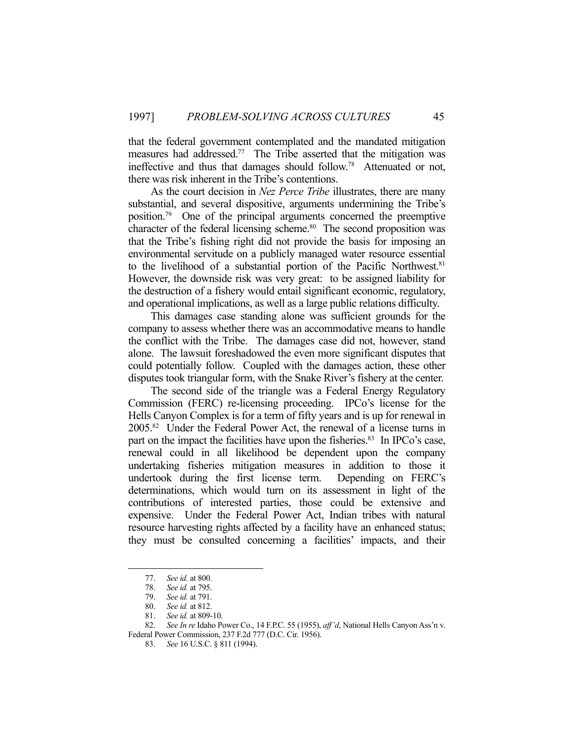that the federal government contemplated and the mandated mitigation measures had addressed.[77] The Tribe asserted that the mitigation was ineffective and thus that damages should follow.[78] Attenuated or not, there was risk inherent in the Tribe's contentions.

As the court decision in *Nez Perce Tribe* illustrates, there are many substantial, and several dispositive, arguments undermining the Tribe's position.[79] One of the principal arguments concerned the preemptive character of the federal licensing scheme.[80] The second proposition was that the Tribe's fishing right did not provide the basis for imposing an environmental servitude on a publicly managed water resource essential to the livelihood of a substantial portion of the Pacific Northwest.[81] However, the downside risk was very great: to be assigned liability for the destruction of a fishery would entail significant economic, regulatory, and operational implications, as well as a large public relations difficulty.

This damages case standing alone was sufficient grounds for the company to assess whether there was an accommodative means to handle the conflict with the Tribe. The damages case did not, however, stand alone. The lawsuit foreshadowed the even more significant disputes that could potentially follow. Coupled with the damages action, these other disputes took triangular form, with the Snake River's fishery at the center.

The second side of the triangle was a Federal Energy Regulatory Commission (FERC) re-licensing proceeding. IPCo's license for the Hells Canyon Complex is for a term of fifty years and is up for renewal in 2005.[82] Under the Federal Power Act, the renewal of a license turns in part on the impact the facilities have upon the fisheries.[83] In IPCo's case, renewal could in all likelihood be dependent upon the company undertaking fisheries mitigation measures in addition to those it undertook during the first license term. Depending on FERC's determinations, which would turn on its assessment in light of the contributions of interested parties, those could be extensive and expensive. Under the Federal Power Act, Indian tribes with natural resource harvesting rights affected by a facility have an enhanced status; they must be consulted concerning a facilities' impacts, and their

---

77. *See id.* at 800.
78. *See id.* at 795.
79. *See id.* at 791.
80. *See id.* at 812.
81. *See id.* at 809-10.
82. *See In re* Idaho Power Co., 14 F.P.C. 55 (1955), *aff'd*, National Hells Canyon Ass'n v. Federal Power Commission, 237 F.2d 777 (D.C. Cir. 1956).
83. *See* 16 U.S.C. § 811 (1994).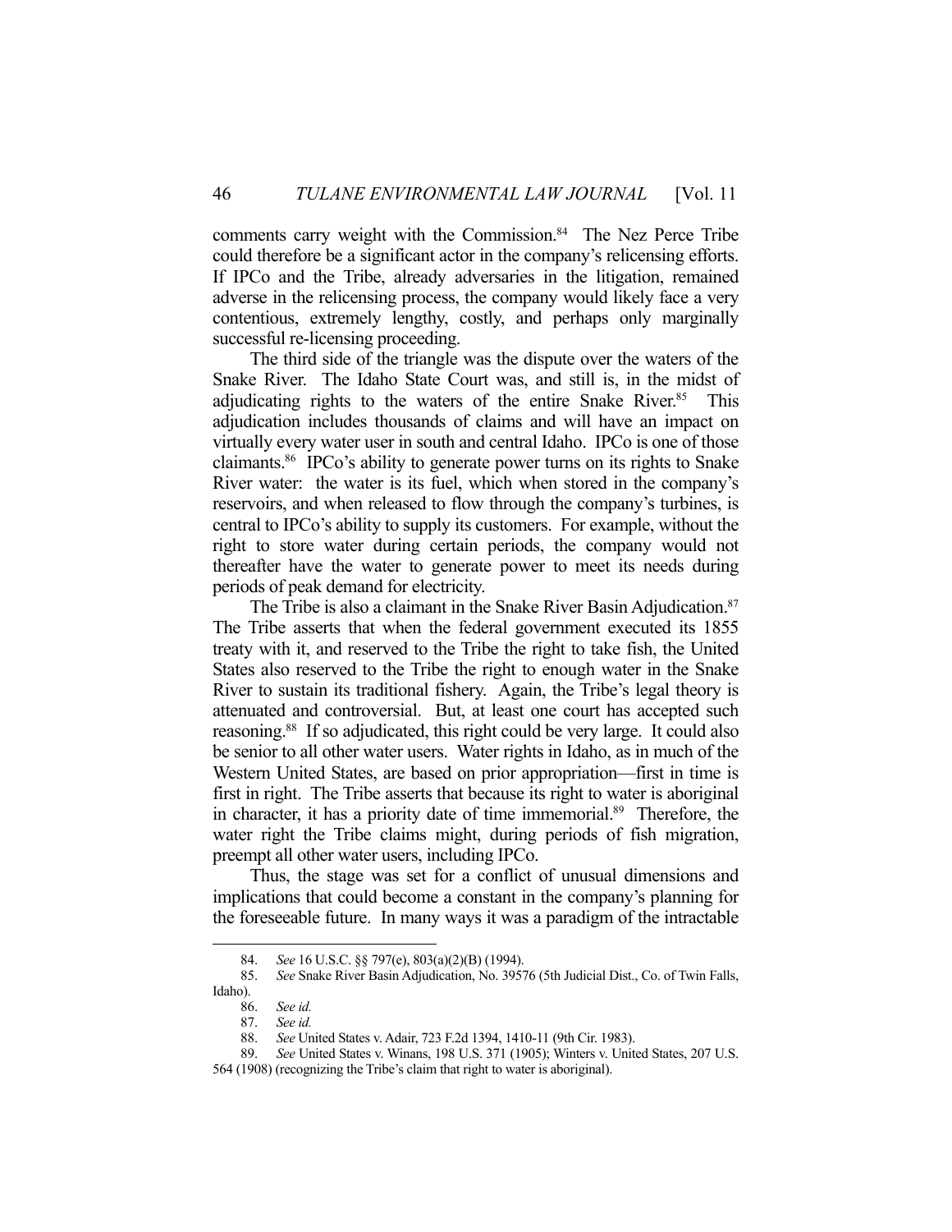comments carry weight with the Commission.[84] The Nez Perce Tribe could therefore be a significant actor in the company's relicensing efforts. If IPCo and the Tribe, already adversaries in the litigation, remained adverse in the relicensing process, the company would likely face a very contentious, extremely lengthy, costly, and perhaps only marginally successful re-licensing proceeding.

The third side of the triangle was the dispute over the waters of the Snake River. The Idaho State Court was, and still is, in the midst of adjudicating rights to the waters of the entire Snake River.[85] This adjudication includes thousands of claims and will have an impact on virtually every water user in south and central Idaho. IPCo is one of those claimants.[86] IPCo's ability to generate power turns on its rights to Snake River water: the water is its fuel, which when stored in the company's reservoirs, and when released to flow through the company's turbines, is central to IPCo's ability to supply its customers. For example, without the right to store water during certain periods, the company would not thereafter have the water to generate power to meet its needs during periods of peak demand for electricity.

The Tribe is also a claimant in the Snake River Basin Adjudication.[87] The Tribe asserts that when the federal government executed its 1855 treaty with it, and reserved to the Tribe the right to take fish, the United States also reserved to the Tribe the right to enough water in the Snake River to sustain its traditional fishery. Again, the Tribe's legal theory is attenuated and controversial. But, at least one court has accepted such reasoning.[88] If so adjudicated, this right could be very large. It could also be senior to all other water users. Water rights in Idaho, as in much of the Western United States, are based on prior appropriation—first in time is first in right. The Tribe asserts that because its right to water is aboriginal in character, it has a priority date of time immemorial.[89] Therefore, the water right the Tribe claims might, during periods of fish migration, preempt all other water users, including IPCo.

Thus, the stage was set for a conflict of unusual dimensions and implications that could become a constant in the company's planning for the foreseeable future. In many ways it was a paradigm of the intractable

---

84. *See* 16 U.S.C. §§ 797(e), 803(a)(2)(B) (1994).

85. *See* Snake River Basin Adjudication, No. 39576 (5th Judicial Dist., Co. of Twin Falls, Idaho).

86. *See id.*

87. *See id.*

88. *See* United States v. Adair, 723 F.2d 1394, 1410-11 (9th Cir. 1983).

89. *See* United States v. Winans, 198 U.S. 371 (1905); Winters v. United States, 207 U.S. 564 (1908) (recognizing the Tribe's claim that right to water is aboriginal).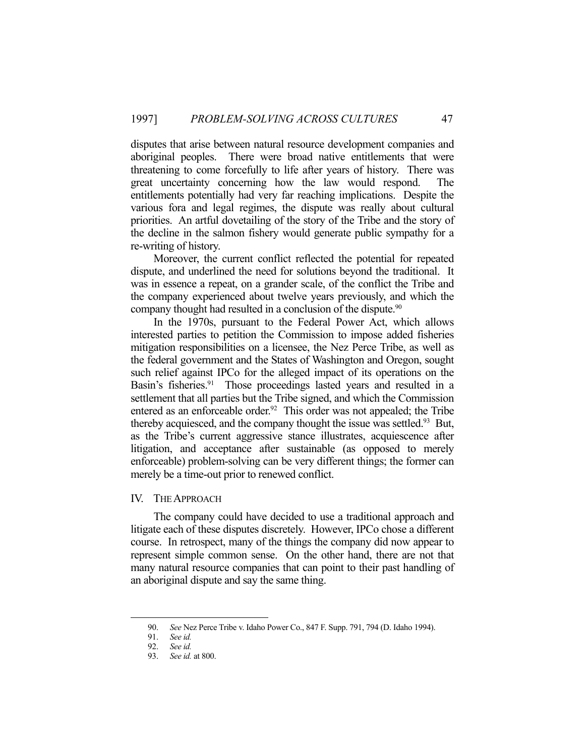disputes that arise between natural resource development companies and aboriginal peoples. There were broad native entitlements that were threatening to come forcefully to life after years of history. There was great uncertainty concerning how the law would respond. The entitlements potentially had very far reaching implications. Despite the various fora and legal regimes, the dispute was really about cultural priorities. An artful dovetailing of the story of the Tribe and the story of the decline in the salmon fishery would generate public sympathy for a re-writing of history.

Moreover, the current conflict reflected the potential for repeated dispute, and underlined the need for solutions beyond the traditional. It was in essence a repeat, on a grander scale, of the conflict the Tribe and the company experienced about twelve years previously, and which the company thought had resulted in a conclusion of the dispute.[90]

In the 1970s, pursuant to the Federal Power Act, which allows interested parties to petition the Commission to impose added fisheries mitigation responsibilities on a licensee, the Nez Perce Tribe, as well as the federal government and the States of Washington and Oregon, sought such relief against IPCo for the alleged impact of its operations on the Basin's fisheries.[91] Those proceedings lasted years and resulted in a settlement that all parties but the Tribe signed, and which the Commission entered as an enforceable order.[92] This order was not appealed; the Tribe thereby acquiesced, and the company thought the issue was settled.[93] But, as the Tribe's current aggressive stance illustrates, acquiescence after litigation, and acceptance after sustainable (as opposed to merely enforceable) problem-solving can be very different things; the former can merely be a time-out prior to renewed conflict.

## IV. THE APPROACH

The company could have decided to use a traditional approach and litigate each of these disputes discretely. However, IPCo chose a different course. In retrospect, many of the things the company did now appear to represent simple common sense. On the other hand, there are not that many natural resource companies that can point to their past handling of an aboriginal dispute and say the same thing.

---

90. *See* Nez Perce Tribe v. Idaho Power Co., 847 F. Supp. 791, 794 (D. Idaho 1994).

91. *See id.*

92. *See id.*

93. *See id.* at 800.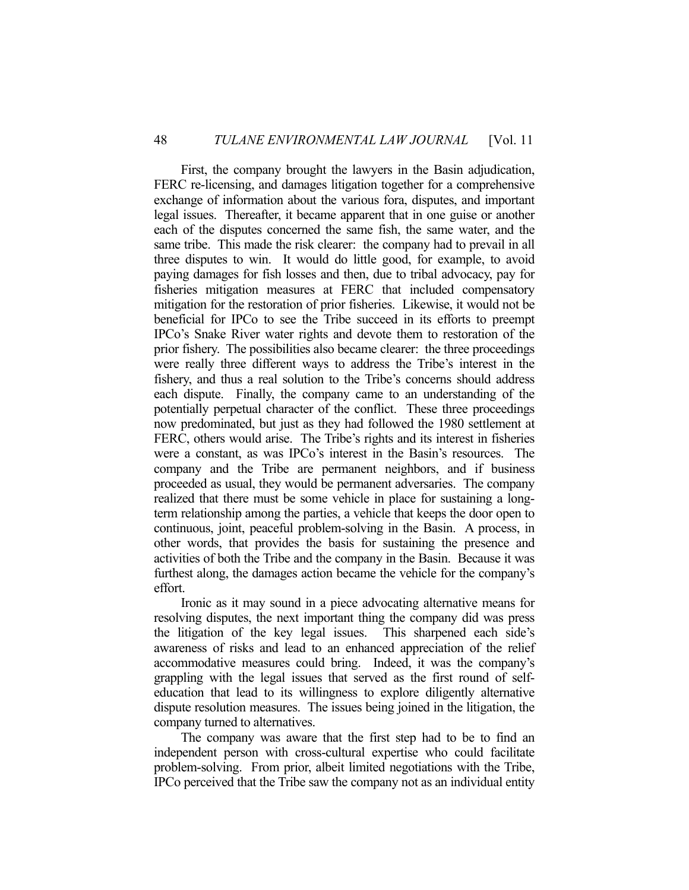First, the company brought the lawyers in the Basin adjudication, FERC re-licensing, and damages litigation together for a comprehensive exchange of information about the various fora, disputes, and important legal issues. Thereafter, it became apparent that in one guise or another each of the disputes concerned the same fish, the same water, and the same tribe. This made the risk clearer: the company had to prevail in all three disputes to win. It would do little good, for example, to avoid paying damages for fish losses and then, due to tribal advocacy, pay for fisheries mitigation measures at FERC that included compensatory mitigation for the restoration of prior fisheries. Likewise, it would not be beneficial for IPCo to see the Tribe succeed in its efforts to preempt IPCo's Snake River water rights and devote them to restoration of the prior fishery. The possibilities also became clearer: the three proceedings were really three different ways to address the Tribe's interest in the fishery, and thus a real solution to the Tribe's concerns should address each dispute. Finally, the company came to an understanding of the potentially perpetual character of the conflict. These three proceedings now predominated, but just as they had followed the 1980 settlement at FERC, others would arise. The Tribe's rights and its interest in fisheries were a constant, as was IPCo's interest in the Basin's resources. The company and the Tribe are permanent neighbors, and if business proceeded as usual, they would be permanent adversaries. The company realized that there must be some vehicle in place for sustaining a long-term relationship among the parties, a vehicle that keeps the door open to continuous, joint, peaceful problem-solving in the Basin. A process, in other words, that provides the basis for sustaining the presence and activities of both the Tribe and the company in the Basin. Because it was furthest along, the damages action became the vehicle for the company's effort.

Ironic as it may sound in a piece advocating alternative means for resolving disputes, the next important thing the company did was press the litigation of the key legal issues. This sharpened each side's awareness of risks and lead to an enhanced appreciation of the relief accommodative measures could bring. Indeed, it was the company's grappling with the legal issues that served as the first round of self-education that lead to its willingness to explore diligently alternative dispute resolution measures. The issues being joined in the litigation, the company turned to alternatives.

The company was aware that the first step had to be to find an independent person with cross-cultural expertise who could facilitate problem-solving. From prior, albeit limited negotiations with the Tribe, IPCo perceived that the Tribe saw the company not as an individual entity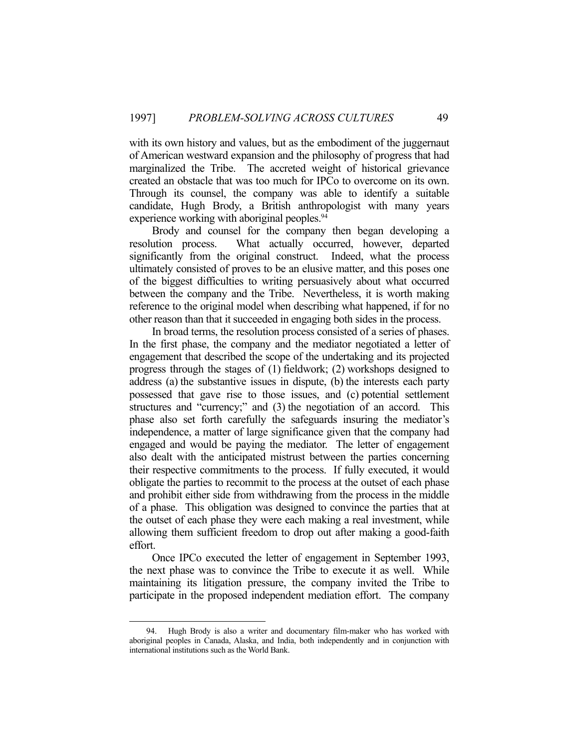with its own history and values, but as the embodiment of the juggernaut of American westward expansion and the philosophy of progress that had marginalized the Tribe. The accreted weight of historical grievance created an obstacle that was too much for IPCo to overcome on its own. Through its counsel, the company was able to identify a suitable candidate, Hugh Brody, a British anthropologist with many years experience working with aboriginal peoples.[94]

Brody and counsel for the company then began developing a resolution process. What actually occurred, however, departed significantly from the original construct. Indeed, what the process ultimately consisted of proves to be an elusive matter, and this poses one of the biggest difficulties to writing persuasively about what occurred between the company and the Tribe. Nevertheless, it is worth making reference to the original model when describing what happened, if for no other reason than that it succeeded in engaging both sides in the process.

In broad terms, the resolution process consisted of a series of phases. In the first phase, the company and the mediator negotiated a letter of engagement that described the scope of the undertaking and its projected progress through the stages of (1) fieldwork; (2) workshops designed to address (a) the substantive issues in dispute, (b) the interests each party possessed that gave rise to those issues, and (c) potential settlement structures and "currency;" and (3) the negotiation of an accord. This phase also set forth carefully the safeguards insuring the mediator's independence, a matter of large significance given that the company had engaged and would be paying the mediator. The letter of engagement also dealt with the anticipated mistrust between the parties concerning their respective commitments to the process. If fully executed, it would obligate the parties to recommit to the process at the outset of each phase and prohibit either side from withdrawing from the process in the middle of a phase. This obligation was designed to convince the parties that at the outset of each phase they were each making a real investment, while allowing them sufficient freedom to drop out after making a good-faith effort.

Once IPCo executed the letter of engagement in September 1993, the next phase was to convince the Tribe to execute it as well. While maintaining its litigation pressure, the company invited the Tribe to participate in the proposed independent mediation effort. The company

94. Hugh Brody is also a writer and documentary film-maker who has worked with aboriginal peoples in Canada, Alaska, and India, both independently and in conjunction with international institutions such as the World Bank.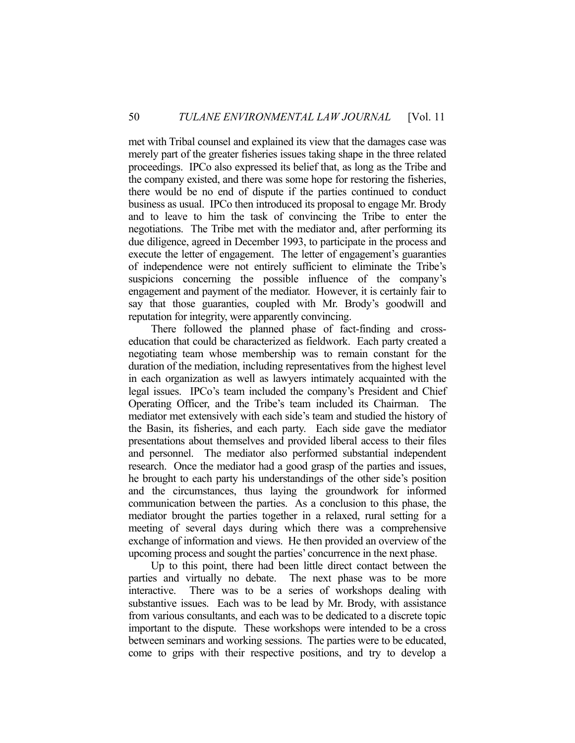met with Tribal counsel and explained its view that the damages case was merely part of the greater fisheries issues taking shape in the three related proceedings. IPCo also expressed its belief that, as long as the Tribe and the company existed, and there was some hope for restoring the fisheries, there would be no end of dispute if the parties continued to conduct business as usual. IPCo then introduced its proposal to engage Mr. Brody and to leave to him the task of convincing the Tribe to enter the negotiations. The Tribe met with the mediator and, after performing its due diligence, agreed in December 1993, to participate in the process and execute the letter of engagement. The letter of engagement's guaranties of independence were not entirely sufficient to eliminate the Tribe's suspicions concerning the possible influence of the company's engagement and payment of the mediator. However, it is certainly fair to say that those guaranties, coupled with Mr. Brody's goodwill and reputation for integrity, were apparently convincing.

There followed the planned phase of fact-finding and cross-education that could be characterized as fieldwork. Each party created a negotiating team whose membership was to remain constant for the duration of the mediation, including representatives from the highest level in each organization as well as lawyers intimately acquainted with the legal issues. IPCo's team included the company's President and Chief Operating Officer, and the Tribe's team included its Chairman. The mediator met extensively with each side's team and studied the history of the Basin, its fisheries, and each party. Each side gave the mediator presentations about themselves and provided liberal access to their files and personnel. The mediator also performed substantial independent research. Once the mediator had a good grasp of the parties and issues, he brought to each party his understandings of the other side's position and the circumstances, thus laying the groundwork for informed communication between the parties. As a conclusion to this phase, the mediator brought the parties together in a relaxed, rural setting for a meeting of several days during which there was a comprehensive exchange of information and views. He then provided an overview of the upcoming process and sought the parties' concurrence in the next phase.

Up to this point, there had been little direct contact between the parties and virtually no debate. The next phase was to be more interactive. There was to be a series of workshops dealing with substantive issues. Each was to be lead by Mr. Brody, with assistance from various consultants, and each was to be dedicated to a discrete topic important to the dispute. These workshops were intended to be a cross between seminars and working sessions. The parties were to be educated, come to grips with their respective positions, and try to develop a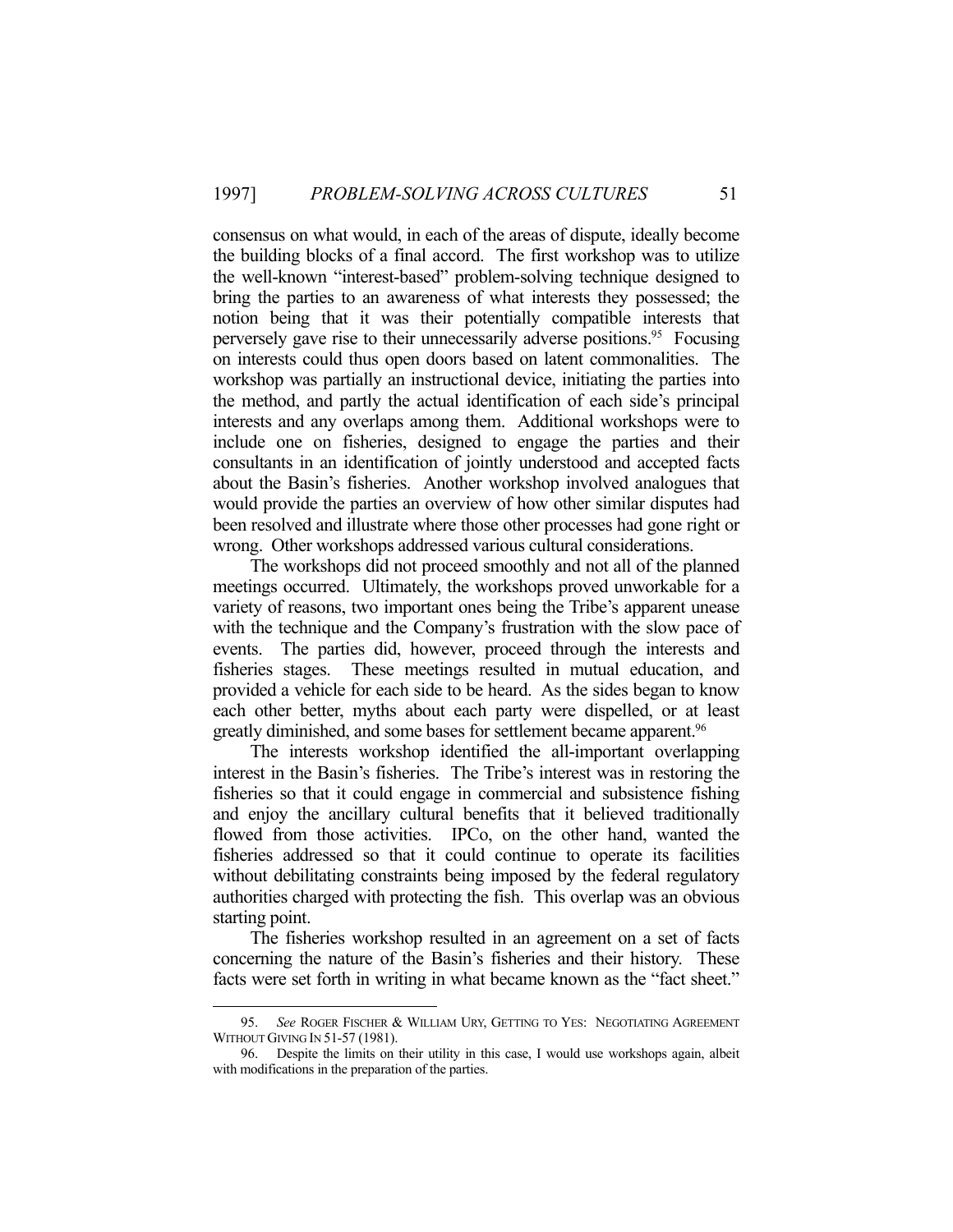consensus on what would, in each of the areas of dispute, ideally become the building blocks of a final accord. The first workshop was to utilize the well-known "interest-based" problem-solving technique designed to bring the parties to an awareness of what interests they possessed; the notion being that it was their potentially compatible interests that perversely gave rise to their unnecessarily adverse positions.[95] Focusing on interests could thus open doors based on latent commonalities. The workshop was partially an instructional device, initiating the parties into the method, and partly the actual identification of each side's principal interests and any overlaps among them. Additional workshops were to include one on fisheries, designed to engage the parties and their consultants in an identification of jointly understood and accepted facts about the Basin's fisheries. Another workshop involved analogues that would provide the parties an overview of how other similar disputes had been resolved and illustrate where those other processes had gone right or wrong. Other workshops addressed various cultural considerations.

The workshops did not proceed smoothly and not all of the planned meetings occurred. Ultimately, the workshops proved unworkable for a variety of reasons, two important ones being the Tribe's apparent unease with the technique and the Company's frustration with the slow pace of events. The parties did, however, proceed through the interests and fisheries stages. These meetings resulted in mutual education, and provided a vehicle for each side to be heard. As the sides began to know each other better, myths about each party were dispelled, or at least greatly diminished, and some bases for settlement became apparent.[96]

The interests workshop identified the all-important overlapping interest in the Basin's fisheries. The Tribe's interest was in restoring the fisheries so that it could engage in commercial and subsistence fishing and enjoy the ancillary cultural benefits that it believed traditionally flowed from those activities. IPCo, on the other hand, wanted the fisheries addressed so that it could continue to operate its facilities without debilitating constraints being imposed by the federal regulatory authorities charged with protecting the fish. This overlap was an obvious starting point.

The fisheries workshop resulted in an agreement on a set of facts concerning the nature of the Basin's fisheries and their history. These facts were set forth in writing in what became known as the "fact sheet."

---

95. *See* ROGER FISCHER & WILLIAM URY, GETTING TO YES: NEGOTIATING AGREEMENT WITHOUT GIVING IN 51-57 (1981).

96. Despite the limits on their utility in this case, I would use workshops again, albeit with modifications in the preparation of the parties.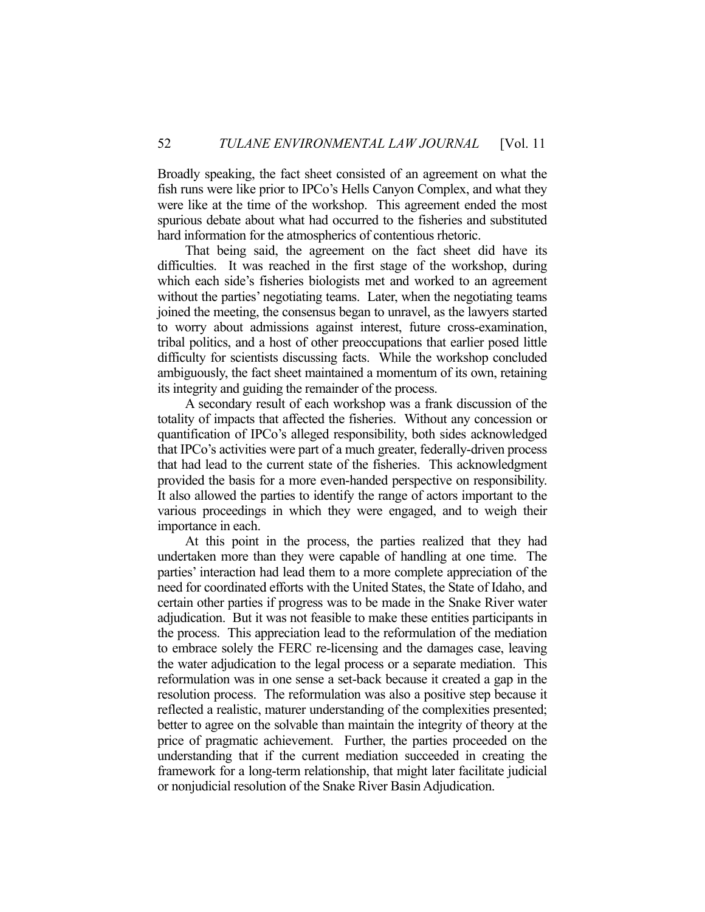Broadly speaking, the fact sheet consisted of an agreement on what the fish runs were like prior to IPCo's Hells Canyon Complex, and what they were like at the time of the workshop. This agreement ended the most spurious debate about what had occurred to the fisheries and substituted hard information for the atmospherics of contentious rhetoric.

That being said, the agreement on the fact sheet did have its difficulties. It was reached in the first stage of the workshop, during which each side's fisheries biologists met and worked to an agreement without the parties' negotiating teams. Later, when the negotiating teams joined the meeting, the consensus began to unravel, as the lawyers started to worry about admissions against interest, future cross-examination, tribal politics, and a host of preoccupations that earlier posed little difficulty for scientists discussing facts. While the workshop concluded ambiguously, the fact sheet maintained a momentum of its own, retaining its integrity and guiding the remainder of the process.

A secondary result of each workshop was a frank discussion of the totality of impacts that affected the fisheries. Without any concession or quantification of IPCo's alleged responsibility, both sides acknowledged that IPCo's activities were part of a much greater, federally-driven process that had lead to the current state of the fisheries. This acknowledgment provided the basis for a more even-handed perspective on responsibility. It also allowed the parties to identify the range of actors important to the various proceedings in which they were engaged, and to weigh their importance in each.

At this point in the process, the parties realized that they had undertaken more than they were capable of handling at one time. The parties' interaction had lead them to a more complete appreciation of the need for coordinated efforts with the United States, the State of Idaho, and certain other parties if progress was to be made in the Snake River water adjudication. But it was not feasible to make these entities participants in the process. This appreciation lead to the reformulation of the mediation to embrace solely the FERC re-licensing and the damages case, leaving the water adjudication to the legal process or a separate mediation. This reformulation was in one sense a set-back because it created a gap in the resolution process. The reformulation was also a positive step because it reflected a realistic, maturer understanding of the complexities presented; better to agree on the solvable than maintain the integrity of theory at the price of pragmatic achievement. Further, the parties proceeded on the understanding that if the current mediation succeeded in creating the framework for a long-term relationship, that might later facilitate judicial or nonjudicial resolution of the Snake River Basin Adjudication.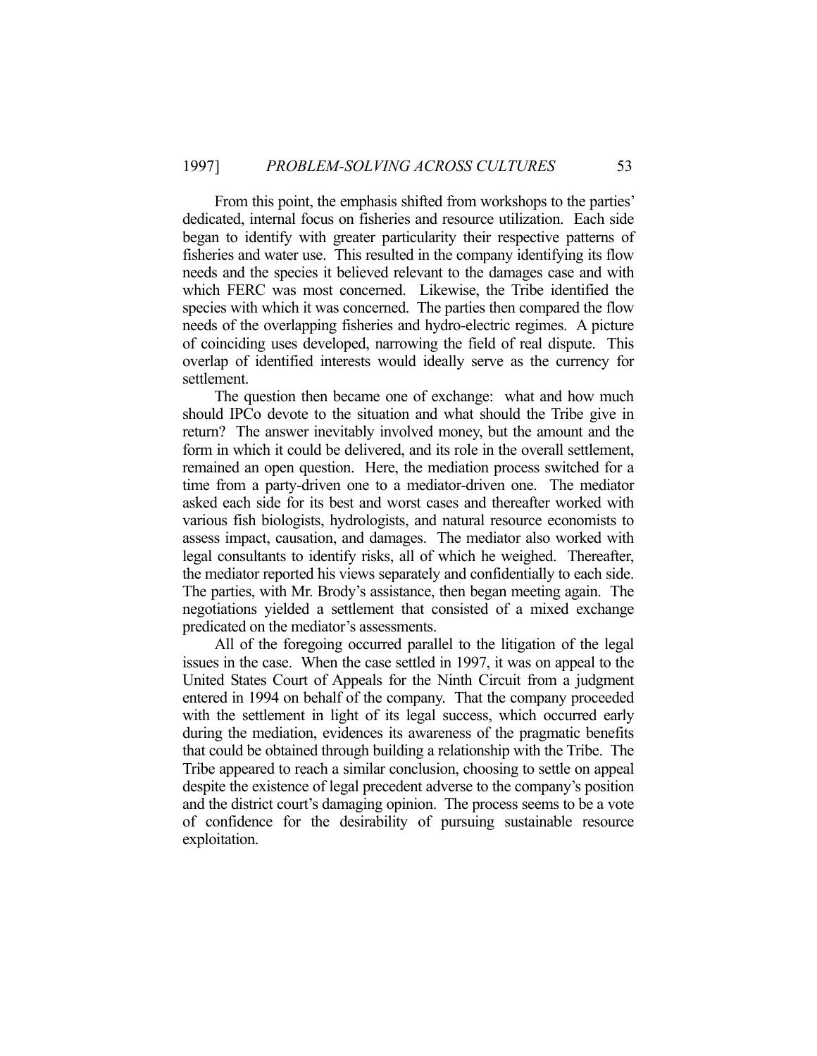From this point, the emphasis shifted from workshops to the parties' dedicated, internal focus on fisheries and resource utilization. Each side began to identify with greater particularity their respective patterns of fisheries and water use. This resulted in the company identifying its flow needs and the species it believed relevant to the damages case and with which FERC was most concerned. Likewise, the Tribe identified the species with which it was concerned. The parties then compared the flow needs of the overlapping fisheries and hydro-electric regimes. A picture of coinciding uses developed, narrowing the field of real dispute. This overlap of identified interests would ideally serve as the currency for settlement.

The question then became one of exchange: what and how much should IPCo devote to the situation and what should the Tribe give in return? The answer inevitably involved money, but the amount and the form in which it could be delivered, and its role in the overall settlement, remained an open question. Here, the mediation process switched for a time from a party-driven one to a mediator-driven one. The mediator asked each side for its best and worst cases and thereafter worked with various fish biologists, hydrologists, and natural resource economists to assess impact, causation, and damages. The mediator also worked with legal consultants to identify risks, all of which he weighed. Thereafter, the mediator reported his views separately and confidentially to each side. The parties, with Mr. Brody's assistance, then began meeting again. The negotiations yielded a settlement that consisted of a mixed exchange predicated on the mediator's assessments.

All of the foregoing occurred parallel to the litigation of the legal issues in the case. When the case settled in 1997, it was on appeal to the United States Court of Appeals for the Ninth Circuit from a judgment entered in 1994 on behalf of the company. That the company proceeded with the settlement in light of its legal success, which occurred early during the mediation, evidences its awareness of the pragmatic benefits that could be obtained through building a relationship with the Tribe. The Tribe appeared to reach a similar conclusion, choosing to settle on appeal despite the existence of legal precedent adverse to the company's position and the district court's damaging opinion. The process seems to be a vote of confidence for the desirability of pursuing sustainable resource exploitation.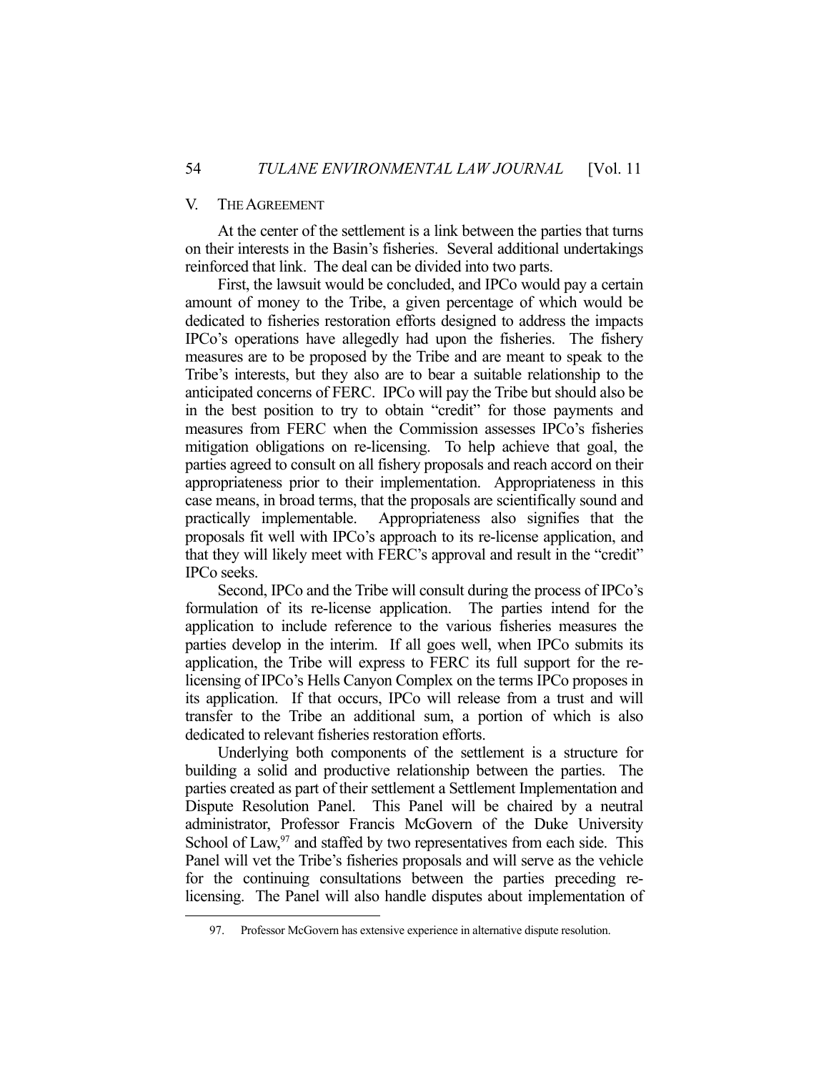## V. THE AGREEMENT

At the center of the settlement is a link between the parties that turns on their interests in the Basin's fisheries. Several additional undertakings reinforced that link. The deal can be divided into two parts.

First, the lawsuit would be concluded, and IPCo would pay a certain amount of money to the Tribe, a given percentage of which would be dedicated to fisheries restoration efforts designed to address the impacts IPCo's operations have allegedly had upon the fisheries. The fishery measures are to be proposed by the Tribe and are meant to speak to the Tribe's interests, but they also are to bear a suitable relationship to the anticipated concerns of FERC. IPCo will pay the Tribe but should also be in the best position to try to obtain "credit" for those payments and measures from FERC when the Commission assesses IPCo's fisheries mitigation obligations on re-licensing. To help achieve that goal, the parties agreed to consult on all fishery proposals and reach accord on their appropriateness prior to their implementation. Appropriateness in this case means, in broad terms, that the proposals are scientifically sound and practically implementable. Appropriateness also signifies that the proposals fit well with IPCo's approach to its re-license application, and that they will likely meet with FERC's approval and result in the "credit" IPCo seeks.

Second, IPCo and the Tribe will consult during the process of IPCo's formulation of its re-license application. The parties intend for the application to include reference to the various fisheries measures the parties develop in the interim. If all goes well, when IPCo submits its application, the Tribe will express to FERC its full support for the re-licensing of IPCo's Hells Canyon Complex on the terms IPCo proposes in its application. If that occurs, IPCo will release from a trust and will transfer to the Tribe an additional sum, a portion of which is also dedicated to relevant fisheries restoration efforts.

Underlying both components of the settlement is a structure for building a solid and productive relationship between the parties. The parties created as part of their settlement a Settlement Implementation and Dispute Resolution Panel. This Panel will be chaired by a neutral administrator, Professor Francis McGovern of the Duke University School of Law,[97] and staffed by two representatives from each side. This Panel will vet the Tribe's fisheries proposals and will serve as the vehicle for the continuing consultations between the parties preceding re-licensing. The Panel will also handle disputes about implementation of

---

97. Professor McGovern has extensive experience in alternative dispute resolution.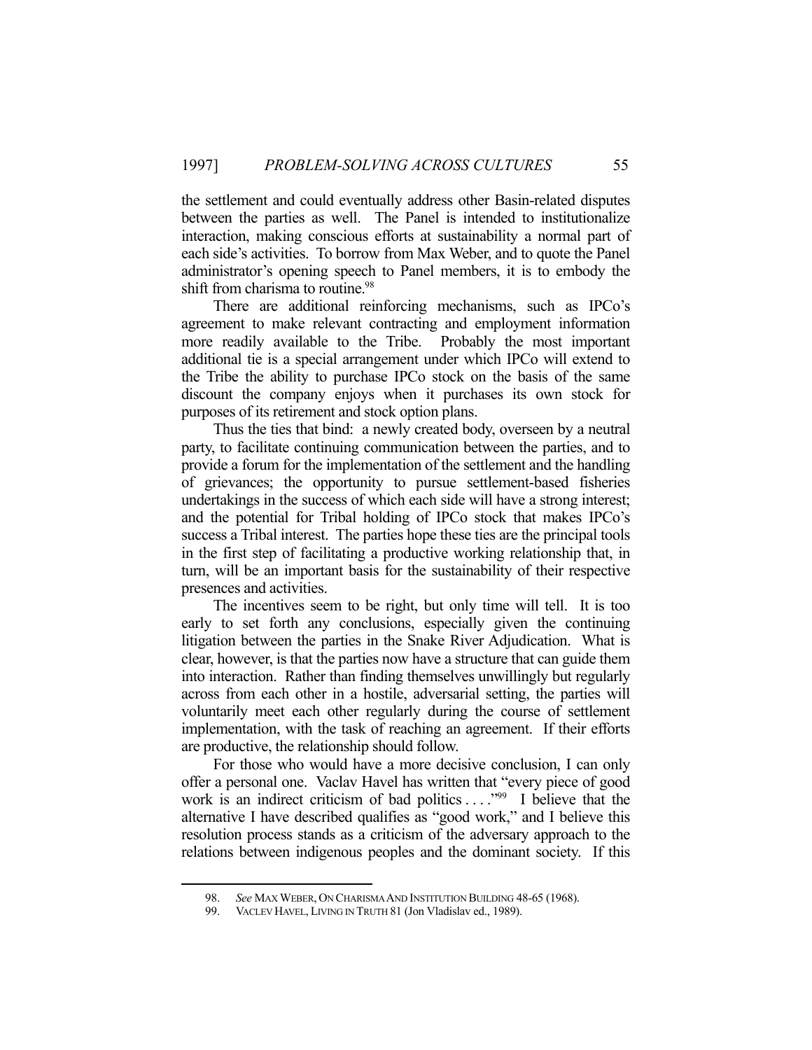the settlement and could eventually address other Basin-related disputes between the parties as well. The Panel is intended to institutionalize interaction, making conscious efforts at sustainability a normal part of each side's activities. To borrow from Max Weber, and to quote the Panel administrator's opening speech to Panel members, it is to embody the shift from charisma to routine.[98]

There are additional reinforcing mechanisms, such as IPCo's agreement to make relevant contracting and employment information more readily available to the Tribe. Probably the most important additional tie is a special arrangement under which IPCo will extend to the Tribe the ability to purchase IPCo stock on the basis of the same discount the company enjoys when it purchases its own stock for purposes of its retirement and stock option plans.

Thus the ties that bind: a newly created body, overseen by a neutral party, to facilitate continuing communication between the parties, and to provide a forum for the implementation of the settlement and the handling of grievances; the opportunity to pursue settlement-based fisheries undertakings in the success of which each side will have a strong interest; and the potential for Tribal holding of IPCo stock that makes IPCo's success a Tribal interest. The parties hope these ties are the principal tools in the first step of facilitating a productive working relationship that, in turn, will be an important basis for the sustainability of their respective presences and activities.

The incentives seem to be right, but only time will tell. It is too early to set forth any conclusions, especially given the continuing litigation between the parties in the Snake River Adjudication. What is clear, however, is that the parties now have a structure that can guide them into interaction. Rather than finding themselves unwillingly but regularly across from each other in a hostile, adversarial setting, the parties will voluntarily meet each other regularly during the course of settlement implementation, with the task of reaching an agreement. If their efforts are productive, the relationship should follow.

For those who would have a more decisive conclusion, I can only offer a personal one. Vaclav Havel has written that "every piece of good work is an indirect criticism of bad politics . . . ."[99] I believe that the alternative I have described qualifies as "good work," and I believe this resolution process stands as a criticism of the adversary approach to the relations between indigenous peoples and the dominant society. If this

---

98. *See* MAX WEBER, ON CHARISMA AND INSTITUTION BUILDING 48-65 (1968).

99. VACLEV HAVEL, LIVING IN TRUTH 81 (Jon Vladislav ed., 1989).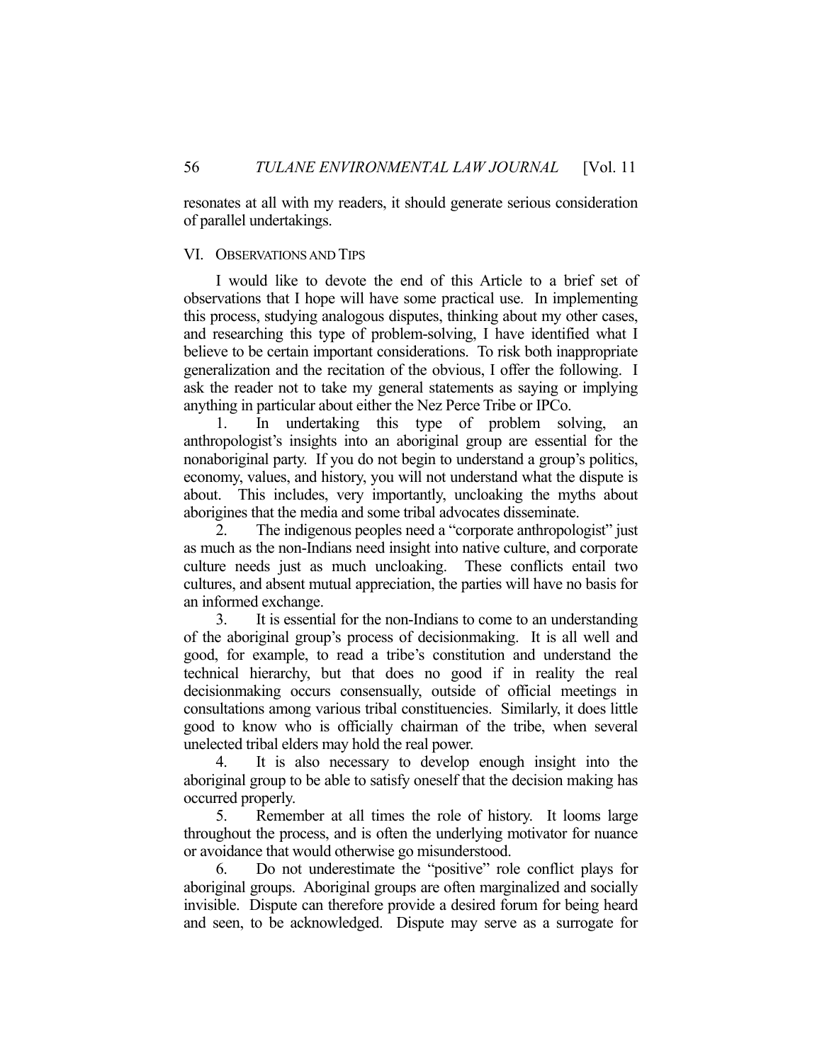resonates at all with my readers, it should generate serious consideration of parallel undertakings.

## VI. Observations and Tips

I would like to devote the end of this Article to a brief set of observations that I hope will have some practical use. In implementing this process, studying analogous disputes, thinking about my other cases, and researching this type of problem-solving, I have identified what I believe to be certain important considerations. To risk both inappropriate generalization and the recitation of the obvious, I offer the following. I ask the reader not to take my general statements as saying or implying anything in particular about either the Nez Perce Tribe or IPCo.

1. In undertaking this type of problem solving, an anthropologist's insights into an aboriginal group are essential for the nonaboriginal party. If you do not begin to understand a group's politics, economy, values, and history, you will not understand what the dispute is about. This includes, very importantly, uncloaking the myths about aborigines that the media and some tribal advocates disseminate.

2. The indigenous peoples need a "corporate anthropologist" just as much as the non-Indians need insight into native culture, and corporate culture needs just as much uncloaking. These conflicts entail two cultures, and absent mutual appreciation, the parties will have no basis for an informed exchange.

3. It is essential for the non-Indians to come to an understanding of the aboriginal group's process of decisionmaking. It is all well and good, for example, to read a tribe's constitution and understand the technical hierarchy, but that does no good if in reality the real decisionmaking occurs consensually, outside of official meetings in consultations among various tribal constituencies. Similarly, it does little good to know who is officially chairman of the tribe, when several unelected tribal elders may hold the real power.

4. It is also necessary to develop enough insight into the aboriginal group to be able to satisfy oneself that the decision making has occurred properly.

5. Remember at all times the role of history. It looms large throughout the process, and is often the underlying motivator for nuance or avoidance that would otherwise go misunderstood.

6. Do not underestimate the "positive" role conflict plays for aboriginal groups. Aboriginal groups are often marginalized and socially invisible. Dispute can therefore provide a desired forum for being heard and seen, to be acknowledged. Dispute may serve as a surrogate for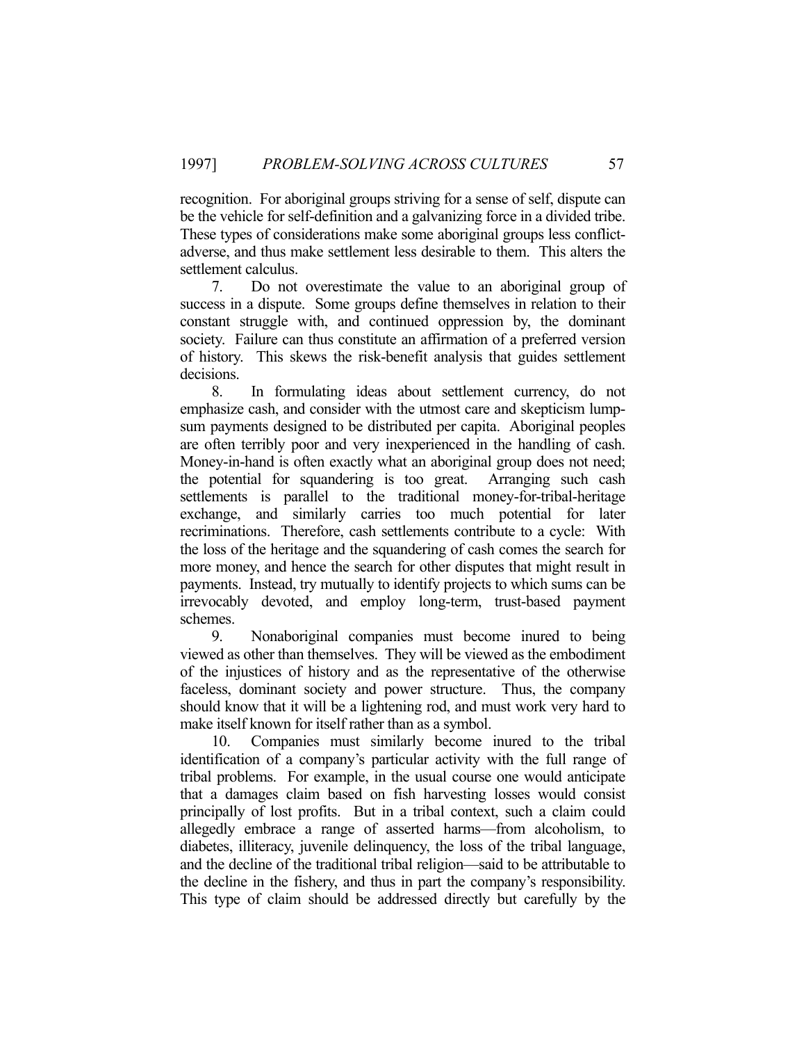recognition. For aboriginal groups striving for a sense of self, dispute can be the vehicle for self-definition and a galvanizing force in a divided tribe. These types of considerations make some aboriginal groups less conflict-adverse, and thus make settlement less desirable to them. This alters the settlement calculus.

7. Do not overestimate the value to an aboriginal group of success in a dispute. Some groups define themselves in relation to their constant struggle with, and continued oppression by, the dominant society. Failure can thus constitute an affirmation of a preferred version of history. This skews the risk-benefit analysis that guides settlement decisions.

8. In formulating ideas about settlement currency, do not emphasize cash, and consider with the utmost care and skepticism lump-sum payments designed to be distributed per capita. Aboriginal peoples are often terribly poor and very inexperienced in the handling of cash. Money-in-hand is often exactly what an aboriginal group does not need; the potential for squandering is too great. Arranging such cash settlements is parallel to the traditional money-for-tribal-heritage exchange, and similarly carries too much potential for later recriminations. Therefore, cash settlements contribute to a cycle: With the loss of the heritage and the squandering of cash comes the search for more money, and hence the search for other disputes that might result in payments. Instead, try mutually to identify projects to which sums can be irrevocably devoted, and employ long-term, trust-based payment schemes.

9. Nonaboriginal companies must become inured to being viewed as other than themselves. They will be viewed as the embodiment of the injustices of history and as the representative of the otherwise faceless, dominant society and power structure. Thus, the company should know that it will be a lightening rod, and must work very hard to make itself known for itself rather than as a symbol.

10. Companies must similarly become inured to the tribal identification of a company's particular activity with the full range of tribal problems. For example, in the usual course one would anticipate that a damages claim based on fish harvesting losses would consist principally of lost profits. But in a tribal context, such a claim could allegedly embrace a range of asserted harms—from alcoholism, to diabetes, illiteracy, juvenile delinquency, the loss of the tribal language, and the decline of the traditional tribal religion—said to be attributable to the decline in the fishery, and thus in part the company's responsibility. This type of claim should be addressed directly but carefully by the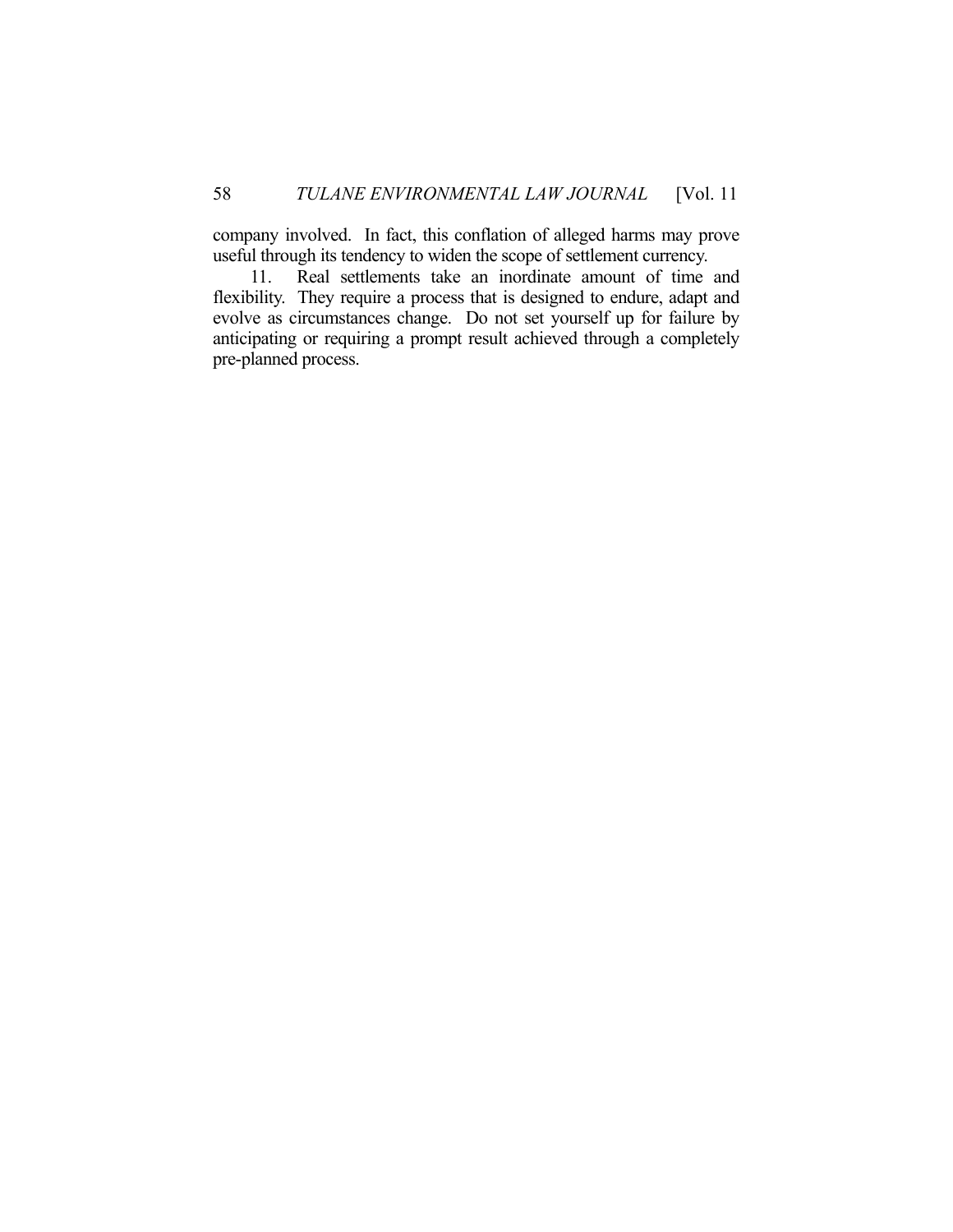company involved. In fact, this conflation of alleged harms may prove useful through its tendency to widen the scope of settlement currency.

11. Real settlements take an inordinate amount of time and flexibility. They require a process that is designed to endure, adapt and evolve as circumstances change. Do not set yourself up for failure by anticipating or requiring a prompt result achieved through a completely pre-planned process.